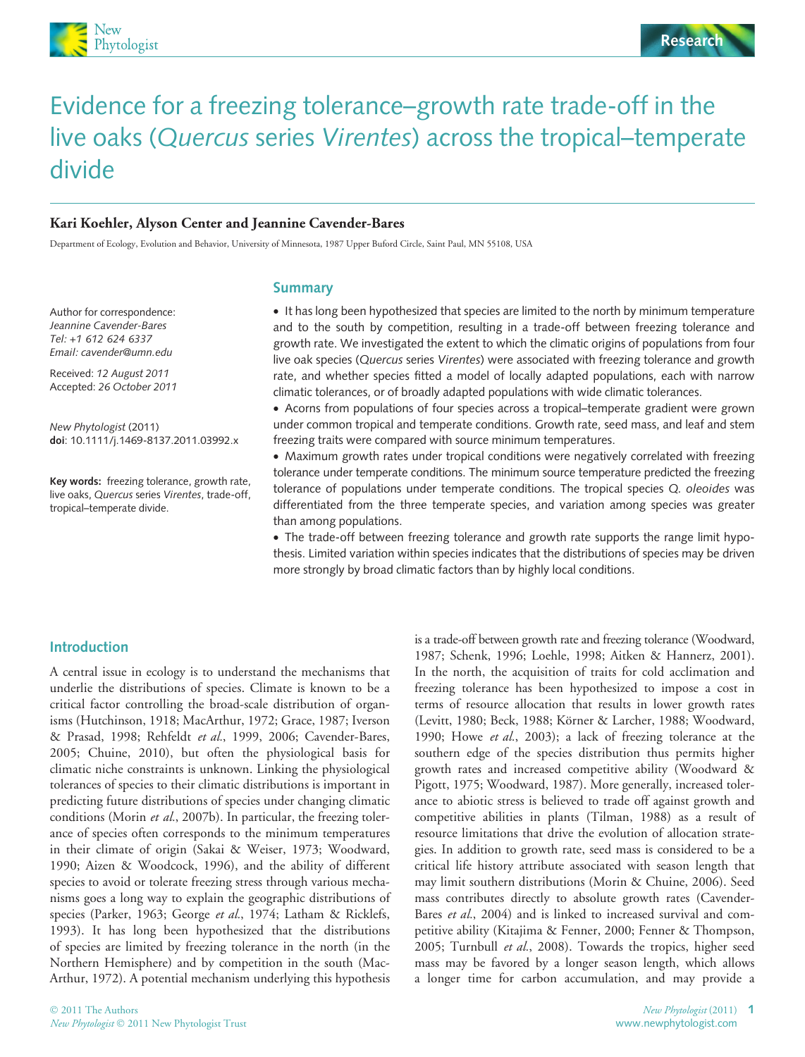# Evidence for a freezing tolerance–growth rate trade-off in the live oaks (*Quercus* series *Virentes*) across the tropical–temperate divide

**Kari Koehler, Alyson Center and Jeannine Cavender-Bares**

Department of Ecology, Evolution and Behavior, University of Minnesota, 1987 Upper Buford Circle, Saint Paul, MN 55108, USA

Author for correspondence:
*Jeannine Cavender-Bares*
*Tel: +1 612 624 6337*
*Email: cavender@umn.edu*

Received: *12 August 2011*
Accepted: *26 October 2011*

*New Phytologist* (2011)
**doi**: 10.1111/j.1469-8137.2011.03992.x

**Key words:** freezing tolerance, growth rate, live oaks, *Quercus* series *Virentes*, trade-off, tropical–temperate divide.

## Summary

- It has long been hypothesized that species are limited to the north by minimum temperature and to the south by competition, resulting in a trade-off between freezing tolerance and growth rate. We investigated the extent to which the climatic origins of populations from four live oak species (*Quercus* series *Virentes*) were associated with freezing tolerance and growth rate, and whether species fitted a model of locally adapted populations, each with narrow climatic tolerances, or of broadly adapted populations with wide climatic tolerances.
- Acorns from populations of four species across a tropical–temperate gradient were grown under common tropical and temperate conditions. Growth rate, seed mass, and leaf and stem freezing traits were compared with source minimum temperatures.
- Maximum growth rates under tropical conditions were negatively correlated with freezing tolerance under temperate conditions. The minimum source temperature predicted the freezing tolerance of populations under temperate conditions. The tropical species *Q. oleoides* was differentiated from the three temperate species, and variation among species was greater than among populations.
- The trade-off between freezing tolerance and growth rate supports the range limit hypothesis. Limited variation within species indicates that the distributions of species may be driven more strongly by broad climatic factors than by highly local conditions.

## Introduction

A central issue in ecology is to understand the mechanisms that underlie the distributions of species. Climate is known to be a critical factor controlling the broad-scale distribution of organisms (Hutchinson, 1918; MacArthur, 1972; Grace, 1987; Iverson & Prasad, 1998; Rehfeldt *et al.*, 1999, 2006; Cavender-Bares, 2005; Chuine, 2010), but often the physiological basis for climatic niche constraints is unknown. Linking the physiological tolerances of species to their climatic distributions is important in predicting future distributions of species under changing climatic conditions (Morin *et al.*, 2007b). In particular, the freezing tolerance of species often corresponds to the minimum temperatures in their climate of origin (Sakai & Weiser, 1973; Woodward, 1990; Aizen & Woodcock, 1996), and the ability of different species to avoid or tolerate freezing stress through various mechanisms goes a long way to explain the geographic distributions of species (Parker, 1963; George *et al.*, 1974; Latham & Ricklefs, 1993). It has long been hypothesized that the distributions of species are limited by freezing tolerance in the north (in the Northern Hemisphere) and by competition in the south (MacArthur, 1972). A potential mechanism underlying this hypothesis is a trade-off between growth rate and freezing tolerance (Woodward, 1987; Schenk, 1996; Loehle, 1998; Aitken & Hannerz, 2001). In the north, the acquisition of traits for cold acclimation and freezing tolerance has been hypothesized to impose a cost in terms of resource allocation that results in lower growth rates (Levitt, 1980; Beck, 1988; Körner & Larcher, 1988; Woodward, 1990; Howe *et al.*, 2003); a lack of freezing tolerance at the southern edge of the species distribution thus permits higher growth rates and increased competitive ability (Woodward & Pigott, 1975; Woodward, 1987). More generally, increased tolerance to abiotic stress is believed to trade off against growth and competitive abilities in plants (Tilman, 1988) as a result of resource limitations that drive the evolution of allocation strategies. In addition to growth rate, seed mass is considered to be a critical life history attribute associated with season length that may limit southern distributions (Morin & Chuine, 2006). Seed mass contributes directly to absolute growth rates (Cavender-Bares *et al.*, 2004) and is linked to increased survival and competitive ability (Kitajima & Fenner, 2000; Fenner & Thompson, 2005; Turnbull *et al.*, 2008). Towards the tropics, higher seed mass may be favored by a longer season length, which allows a longer time for carbon accumulation, and may provide a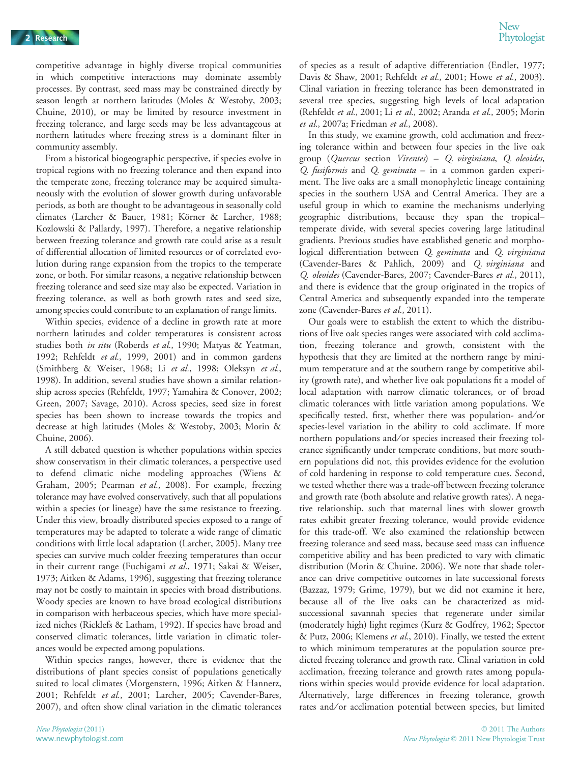competitive advantage in highly diverse tropical communities in which competitive interactions may dominate assembly processes. By contrast, seed mass may be constrained directly by season length at northern latitudes (Moles & Westoby, 2003; Chuine, 2010), or may be limited by resource investment in freezing tolerance, and large seeds may be less advantageous at northern latitudes where freezing stress is a dominant filter in community assembly.

From a historical biogeographic perspective, if species evolve in tropical regions with no freezing tolerance and then expand into the temperate zone, freezing tolerance may be acquired simultaneously with the evolution of slower growth during unfavorable periods, as both are thought to be advantageous in seasonally cold climates (Larcher & Bauer, 1981; Körner & Larcher, 1988; Kozlowski & Pallardy, 1997). Therefore, a negative relationship between freezing tolerance and growth rate could arise as a result of differential allocation of limited resources or of correlated evolution during range expansion from the tropics to the temperate zone, or both. For similar reasons, a negative relationship between freezing tolerance and seed size may also be expected. Variation in freezing tolerance, as well as both growth rates and seed size, among species could contribute to an explanation of range limits.

Within species, evidence of a decline in growth rate at more northern latitudes and colder temperatures is consistent across studies both *in situ* (Roberds *et al.*, 1990; Matyas & Yeatman, 1992; Rehfeldt *et al.*, 1999, 2001) and in common gardens (Smithberg & Weiser, 1968; Li *et al.*, 1998; Oleksyn *et al.*, 1998). In addition, several studies have shown a similar relationship across species (Rehfeldt, 1997; Yamahira & Conover, 2002; Green, 2007; Savage, 2010). Across species, seed size in forest species has been shown to increase towards the tropics and decrease at high latitudes (Moles & Westoby, 2003; Morin & Chuine, 2006).

A still debated question is whether populations within species show conservatism in their climatic tolerances, a perspective used to defend climatic niche modeling approaches (Wiens & Graham, 2005; Pearman *et al.*, 2008). For example, freezing tolerance may have evolved conservatively, such that all populations within a species (or lineage) have the same resistance to freezing. Under this view, broadly distributed species exposed to a range of temperatures may be adapted to tolerate a wide range of climatic conditions with little local adaptation (Larcher, 2005). Many tree species can survive much colder freezing temperatures than occur in their current range (Fuchigami *et al.*, 1971; Sakai & Weiser, 1973; Aitken & Adams, 1996), suggesting that freezing tolerance may not be costly to maintain in species with broad distributions. Woody species are known to have broad ecological distributions in comparison with herbaceous species, which have more specialized niches (Ricklefs & Latham, 1992). If species have broad and conserved climatic tolerances, little variation in climatic tolerances would be expected among populations.

Within species ranges, however, there is evidence that the distributions of plant species consist of populations genetically suited to local climates (Morgenstern, 1996; Aitken & Hannerz, 2001; Rehfeldt *et al.*, 2001; Larcher, 2005; Cavender-Bares, 2007), and often show clinal variation in the climatic tolerances of species as a result of adaptive differentiation (Endler, 1977; Davis & Shaw, 2001; Rehfeldt *et al.*, 2001; Howe *et al.*, 2003). Clinal variation in freezing tolerance has been demonstrated in several tree species, suggesting high levels of local adaptation (Rehfeldt *et al.*, 2001; Li *et al.*, 2002; Aranda *et al.*, 2005; Morin *et al.*, 2007a; Friedman *et al.*, 2008).

In this study, we examine growth, cold acclimation and freezing tolerance within and between four species in the live oak group (*Quercus* section *Virentes*) – *Q. virginiana*, *Q. oleoides*, *Q. fusiformis* and *Q. geminata* – in a common garden experiment. The live oaks are a small monophyletic lineage containing species in the southern USA and Central America. They are a useful group in which to examine the mechanisms underlying geographic distributions, because they span the tropical–temperate divide, with several species covering large latitudinal gradients. Previous studies have established genetic and morphological differentiation between *Q. geminata* and *Q. virginiana* (Cavender-Bares & Pahlich, 2009) and *Q. virginiana* and *Q. oleoides* (Cavender-Bares, 2007; Cavender-Bares *et al.*, 2011), and there is evidence that the group originated in the tropics of Central America and subsequently expanded into the temperate zone (Cavender-Bares *et al.*, 2011).

Our goals were to establish the extent to which the distributions of live oak species ranges were associated with cold acclimation, freezing tolerance and growth, consistent with the hypothesis that they are limited at the northern range by minimum temperature and at the southern range by competitive ability (growth rate), and whether live oak populations fit a model of local adaptation with narrow climatic tolerances, or of broad climatic tolerances with little variation among populations. We specifically tested, first, whether there was population- and/or species-level variation in the ability to cold acclimate. If more northern populations and/or species increased their freezing tolerance significantly under temperate conditions, but more southern populations did not, this provides evidence for the evolution of cold hardening in response to cold temperature cues. Second, we tested whether there was a trade-off between freezing tolerance and growth rate (both absolute and relative growth rates). A negative relationship, such that maternal lines with slower growth rates exhibit greater freezing tolerance, would provide evidence for this trade-off. We also examined the relationship between freezing tolerance and seed mass, because seed mass can influence competitive ability and has been predicted to vary with climatic distribution (Morin & Chuine, 2006). We note that shade tolerance can drive competitive outcomes in late successional forests (Bazzaz, 1979; Grime, 1979), but we did not examine it here, because all of the live oaks can be characterized as mid-successional savannah species that regenerate under similar (moderately high) light regimes (Kurz & Godfrey, 1962; Spector & Putz, 2006; Klemens *et al.*, 2010). Finally, we tested the extent to which minimum temperatures at the population source predicted freezing tolerance and growth rate. Clinal variation in cold acclimation, freezing tolerance and growth rates among populations within species would provide evidence for local adaptation. Alternatively, large differences in freezing tolerance, growth rates and/or acclimation potential between species, but limited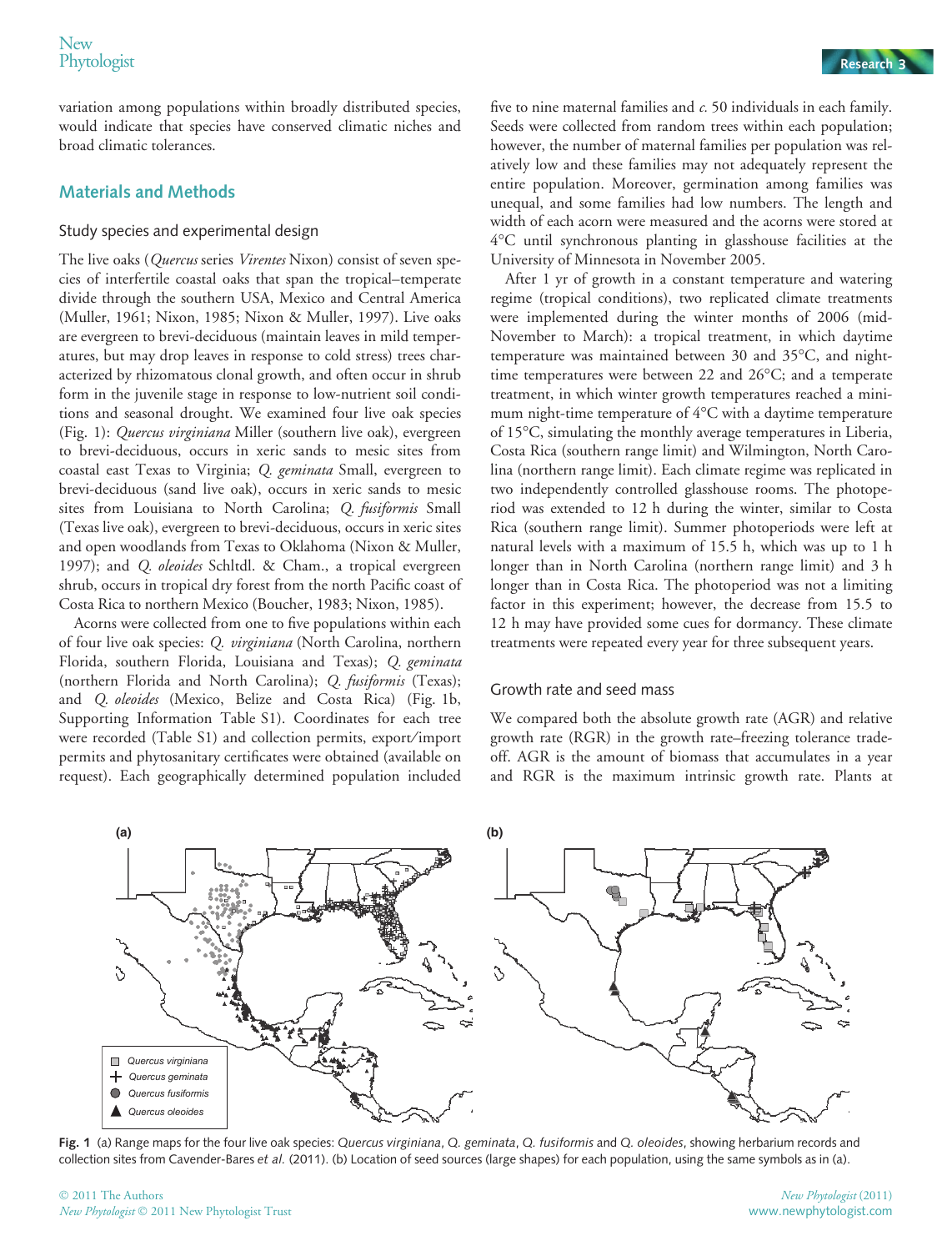variation among populations within broadly distributed species, would indicate that species have conserved climatic niches and broad climatic tolerances.

## Materials and Methods

### Study species and experimental design

The live oaks (*Quercus* series *Virentes* Nixon) consist of seven species of interfertile coastal oaks that span the tropical–temperate divide through the southern USA, Mexico and Central America (Muller, 1961; Nixon, 1985; Nixon & Muller, 1997). Live oaks are evergreen to brevi-deciduous (maintain leaves in mild temperatures, but may drop leaves in response to cold stress) trees characterized by rhizomatous clonal growth, and often occur in shrub form in the juvenile stage in response to low-nutrient soil conditions and seasonal drought. We examined four live oak species (Fig. 1): *Quercus virginiana* Miller (southern live oak), evergreen to brevi-deciduous, occurs in xeric sands to mesic sites from coastal east Texas to Virginia; *Q. geminata* Small, evergreen to brevi-deciduous (sand live oak), occurs in xeric sands to mesic sites from Louisiana to North Carolina; *Q. fusiformis* Small (Texas live oak), evergreen to brevi-deciduous, occurs in xeric sites and open woodlands from Texas to Oklahoma (Nixon & Muller, 1997); and *Q. oleoides* Schltdl. & Cham., a tropical evergreen shrub, occurs in tropical dry forest from the north Pacific coast of Costa Rica to northern Mexico (Boucher, 1983; Nixon, 1985).

Acorns were collected from one to five populations within each of four live oak species: *Q. virginiana* (North Carolina, northern Florida, southern Florida, Louisiana and Texas); *Q. geminata* (northern Florida and North Carolina); *Q. fusiformis* (Texas); and *Q. oleoides* (Mexico, Belize and Costa Rica) (Fig. 1b, Supporting Information Table S1). Coordinates for each tree were recorded (Table S1) and collection permits, export/import permits and phytosanitary certificates were obtained (available on request). Each geographically determined population included five to nine maternal families and *c.* 50 individuals in each family. Seeds were collected from random trees within each population; however, the number of maternal families per population was relatively low and these families may not adequately represent the entire population. Moreover, germination among families was unequal, and some families had low numbers. The length and width of each acorn were measured and the acorns were stored at 4°C until synchronous planting in glasshouse facilities at the University of Minnesota in November 2005.

After 1 yr of growth in a constant temperature and watering regime (tropical conditions), two replicated climate treatments were implemented during the winter months of 2006 (mid-November to March): a tropical treatment, in which daytime temperature was maintained between 30 and 35°C, and night-time temperatures were between 22 and 26°C; and a temperate treatment, in which winter growth temperatures reached a minimum night-time temperature of 4°C with a daytime temperature of 15°C, simulating the monthly average temperatures in Liberia, Costa Rica (southern range limit) and Wilmington, North Carolina (northern range limit). Each climate regime was replicated in two independently controlled glasshouse rooms. The photoperiod was extended to 12 h during the winter, similar to Costa Rica (southern range limit). Summer photoperiods were left at natural levels with a maximum of 15.5 h, which was up to 1 h longer than in North Carolina (northern range limit) and 3 h longer than in Costa Rica. The photoperiod was not a limiting factor in this experiment; however, the decrease from 15.5 to 12 h may have provided some cues for dormancy. These climate treatments were repeated every year for three subsequent years.

### Growth rate and seed mass

We compared both the absolute growth rate (AGR) and relative growth rate (RGR) in the growth rate–freezing tolerance tradeoff. AGR is the amount of biomass that accumulates in a year and RGR is the maximum intrinsic growth rate. Plants at

**Fig. 1** (a) Range maps for the four live oak species: *Quercus virginiana*, *Q. geminata*, *Q. fusiformis* and *Q. oleoides*, showing herbarium records and collection sites from Cavender-Bares *et al.* (2011). (b) Location of seed sources (large shapes) for each population, using the same symbols as in (a).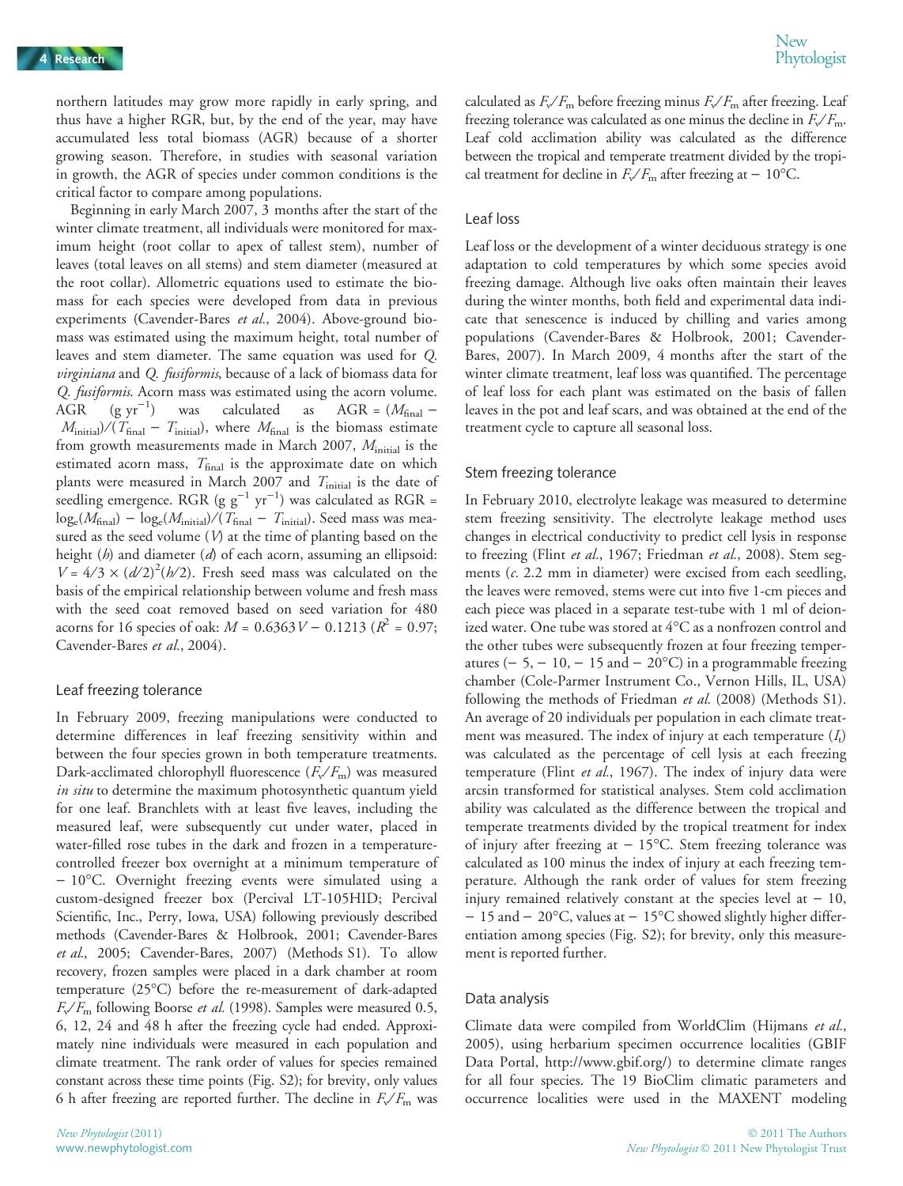northern latitudes may grow more rapidly in early spring, and thus have a higher RGR, but, by the end of the year, may have accumulated less total biomass (AGR) because of a shorter growing season. Therefore, in studies with seasonal variation in growth, the AGR of species under common conditions is the critical factor to compare among populations.

Beginning in early March 2007, 3 months after the start of the winter climate treatment, all individuals were monitored for maximum height (root collar to apex of tallest stem), number of leaves (total leaves on all stems) and stem diameter (measured at the root collar). Allometric equations used to estimate the biomass for each species were developed from data in previous experiments (Cavender-Bares *et al.*, 2004). Above-ground biomass was estimated using the maximum height, total number of leaves and stem diameter. The same equation was used for *Q. virginiana* and *Q. fusiformis*, because of a lack of biomass data for *Q. fusiformis*. Acorn mass was estimated using the acorn volume. AGR ($g\ yr^{-1}$) was calculated as $AGR = (M_{final} - M_{initial})/(T_{final} - T_{initial})$, where $M_{final}$ is the biomass estimate from growth measurements made in March 2007, $M_{initial}$ is the estimated acorn mass, $T_{final}$ is the approximate date on which plants were measured in March 2007 and $T_{initial}$ is the date of seedling emergence. RGR ($g\ g^{-1}\ yr^{-1}$) was calculated as $RGR = \log_e(M_{final}) - \log_e(M_{initial})/(T_{final} - T_{initial})$. Seed mass was measured as the seed volume ($V$) at the time of planting based on the height ($h$) and diameter ($d$) of each acorn, assuming an ellipsoid: $V = 4/3 \times (d/2)^2(h/2)$. Fresh seed mass was calculated on the basis of the empirical relationship between volume and fresh mass with the seed coat removed based on seed variation for 480 acorns for 16 species of oak: $M = 0.6363V - 0.1213$ ($R^2 = 0.97$; Cavender-Bares *et al.*, 2004).

## Leaf freezing tolerance

In February 2009, freezing manipulations were conducted to determine differences in leaf freezing sensitivity within and between the four species grown in both temperature treatments. Dark-acclimated chlorophyll fluorescence ($F_v/F_m$) was measured *in situ* to determine the maximum photosynthetic quantum yield for one leaf. Branchlets with at least five leaves, including the measured leaf, were subsequently cut under water, placed in water-filled rose tubes in the dark and frozen in a temperature-controlled freezer box overnight at a minimum temperature of $-10°C$. Overnight freezing events were simulated using a custom-designed freezer box (Percival LT-105HID; Percival Scientific, Inc., Perry, Iowa, USA) following previously described methods (Cavender-Bares & Holbrook, 2001; Cavender-Bares *et al.*, 2005; Cavender-Bares, 2007) (Methods S1). To allow recovery, frozen samples were placed in a dark chamber at room temperature (25°C) before the re-measurement of dark-adapted $F_v/F_m$ following Boorse *et al.* (1998). Samples were measured 0.5, 6, 12, 24 and 48 h after the freezing cycle had ended. Approximately nine individuals were measured in each population and climate treatment. The rank order of values for species remained constant across these time points (Fig. S2); for brevity, only values 6 h after freezing are reported further. The decline in $F_v/F_m$ was calculated as $F_v/F_m$ before freezing minus $F_v/F_m$ after freezing. Leaf freezing tolerance was calculated as one minus the decline in $F_v/F_m$. Leaf cold acclimation ability was calculated as the difference between the tropical and temperate treatment divided by the tropical treatment for decline in $F_v/F_m$ after freezing at $-10°C$.

## Leaf loss

Leaf loss or the development of a winter deciduous strategy is one adaptation to cold temperatures by which some species avoid freezing damage. Although live oaks often maintain their leaves during the winter months, both field and experimental data indicate that senescence is induced by chilling and varies among populations (Cavender-Bares & Holbrook, 2001; Cavender-Bares, 2007). In March 2009, 4 months after the start of the winter climate treatment, leaf loss was quantified. The percentage of leaf loss for each plant was estimated on the basis of fallen leaves in the pot and leaf scars, and was obtained at the end of the treatment cycle to capture all seasonal loss.

## Stem freezing tolerance

In February 2010, electrolyte leakage was measured to determine stem freezing sensitivity. The electrolyte leakage method uses changes in electrical conductivity to predict cell lysis in response to freezing (Flint *et al.*, 1967; Friedman *et al.*, 2008). Stem segments (*c.* 2.2 mm in diameter) were excised from each seedling, the leaves were removed, stems were cut into five 1-cm pieces and each piece was placed in a separate test-tube with 1 ml of deionized water. One tube was stored at 4°C as a nonfrozen control and the other tubes were subsequently frozen at four freezing temperatures ($-5$, $-10$, $-15$ and $-20°C$) in a programmable freezing chamber (Cole-Parmer Instrument Co., Vernon Hills, IL, USA) following the methods of Friedman *et al.* (2008) (Methods S1). An average of 20 individuals per population in each climate treatment was measured. The index of injury at each temperature ($I_t$) was calculated as the percentage of cell lysis at each freezing temperature (Flint *et al.*, 1967). The index of injury data were arcsin transformed for statistical analyses. Stem cold acclimation ability was calculated as the difference between the tropical and temperate treatments divided by the tropical treatment for index of injury after freezing at $-15°C$. Stem freezing tolerance was calculated as 100 minus the index of injury at each freezing temperature. Although the rank order of values for stem freezing injury remained relatively constant at the species level at $-10$, $-15$ and $-20°C$, values at $-15°C$ showed slightly higher differentiation among species (Fig. S2); for brevity, only this measurement is reported further.

## Data analysis

Climate data were compiled from WorldClim (Hijmans *et al.*, 2005), using herbarium specimen occurrence localities (GBIF Data Portal, http://www.gbif.org/) to determine climate ranges for all four species. The 19 BioClim climatic parameters and occurrence localities were used in the MAXENT modeling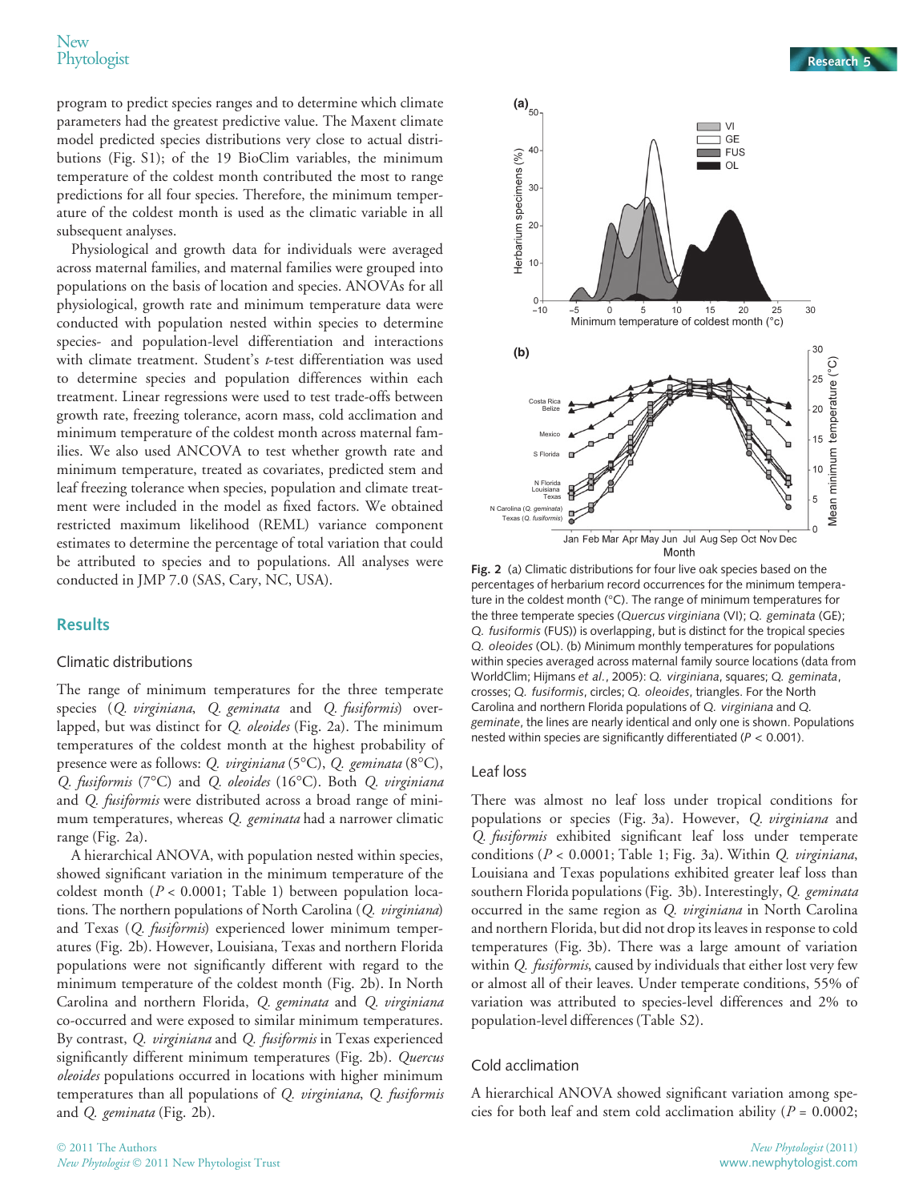program to predict species ranges and to determine which climate parameters had the greatest predictive value. The Maxent climate model predicted species distributions very close to actual distributions (Fig. S1); of the 19 BioClim variables, the minimum temperature of the coldest month contributed the most to range predictions for all four species. Therefore, the minimum temperature of the coldest month is used as the climatic variable in all subsequent analyses.

Physiological and growth data for individuals were averaged across maternal families, and maternal families were grouped into populations on the basis of location and species. ANOVAs for all physiological, growth rate and minimum temperature data were conducted with population nested within species to determine species- and population-level differentiation and interactions with climate treatment. Student's *t*-test differentiation was used to determine species and population differences within each treatment. Linear regressions were used to test trade-offs between growth rate, freezing tolerance, acorn mass, cold acclimation and minimum temperature of the coldest month across maternal families. We also used ANCOVA to test whether growth rate and minimum temperature, treated as covariates, predicted stem and leaf freezing tolerance when species, population and climate treatment were included in the model as fixed factors. We obtained restricted maximum likelihood (REML) variance component estimates to determine the percentage of total variation that could be attributed to species and to populations. All analyses were conducted in JMP 7.0 (SAS, Cary, NC, USA).

## Results

### Climatic distributions

The range of minimum temperatures for the three temperate species (*Q. virginiana*, *Q. geminata* and *Q. fusiformis*) overlapped, but was distinct for *Q. oleoides* (Fig. 2a). The minimum temperatures of the coldest month at the highest probability of presence were as follows: *Q. virginiana* (5°C), *Q. geminata* (8°C), *Q. fusiformis* (7°C) and *Q. oleoides* (16°C). Both *Q. virginiana* and *Q. fusiformis* were distributed across a broad range of minimum temperatures, whereas *Q. geminata* had a narrower climatic range (Fig. 2a).

A hierarchical ANOVA, with population nested within species, showed significant variation in the minimum temperature of the coldest month ($P < 0.0001$; Table 1) between population locations. The northern populations of North Carolina (*Q. virginiana*) and Texas (*Q. fusiformis*) experienced lower minimum temperatures (Fig. 2b). However, Louisiana, Texas and northern Florida populations were not significantly different with regard to the minimum temperature of the coldest month (Fig. 2b). In North Carolina and northern Florida, *Q. geminata* and *Q. virginiana* co-occurred and were exposed to similar minimum temperatures. By contrast, *Q. virginiana* and *Q. fusiformis* in Texas experienced significantly different minimum temperatures (Fig. 2b). *Quercus oleoides* populations occurred in locations with higher minimum temperatures than all populations of *Q. virginiana*, *Q. fusiformis* and *Q. geminata* (Fig. 2b).

**Fig. 2** (a) Climatic distributions for four live oak species based on the percentages of herbarium record occurrences for the minimum temperature in the coldest month (°C). The range of minimum temperatures for the three temperate species (*Quercus virginiana* (VI); *Q. geminata* (GE); *Q. fusiformis* (FUS)) is overlapping, but is distinct for the tropical species *Q. oleoides* (OL). (b) Minimum monthly temperatures for populations within species averaged across maternal family source locations (data from WorldClim; Hijmans *et al.*, 2005): *Q. virginiana*, squares; *Q. geminata*, crosses; *Q. fusiformis*, circles; *Q. oleoides*, triangles. For the North Carolina and northern Florida populations of *Q. virginiana* and *Q. geminate*, the lines are nearly identical and only one is shown. Populations nested within species are significantly differentiated ($P < 0.001$).

### Leaf loss

There was almost no leaf loss under tropical conditions for populations or species (Fig. 3a). However, *Q. virginiana* and *Q. fusiformis* exhibited significant leaf loss under temperate conditions ($P < 0.0001$; Table 1; Fig. 3a). Within *Q. virginiana*, Louisiana and Texas populations exhibited greater leaf loss than southern Florida populations (Fig. 3b). Interestingly, *Q. geminata* occurred in the same region as *Q. virginiana* in North Carolina and northern Florida, but did not drop its leaves in response to cold temperatures (Fig. 3b). There was a large amount of variation within *Q. fusiformis*, caused by individuals that either lost very few or almost all of their leaves. Under temperate conditions, 55% of variation was attributed to species-level differences and 2% to population-level differences (Table S2).

### Cold acclimation

A hierarchical ANOVA showed significant variation among species for both leaf and stem cold acclimation ability ($P = 0.0002$;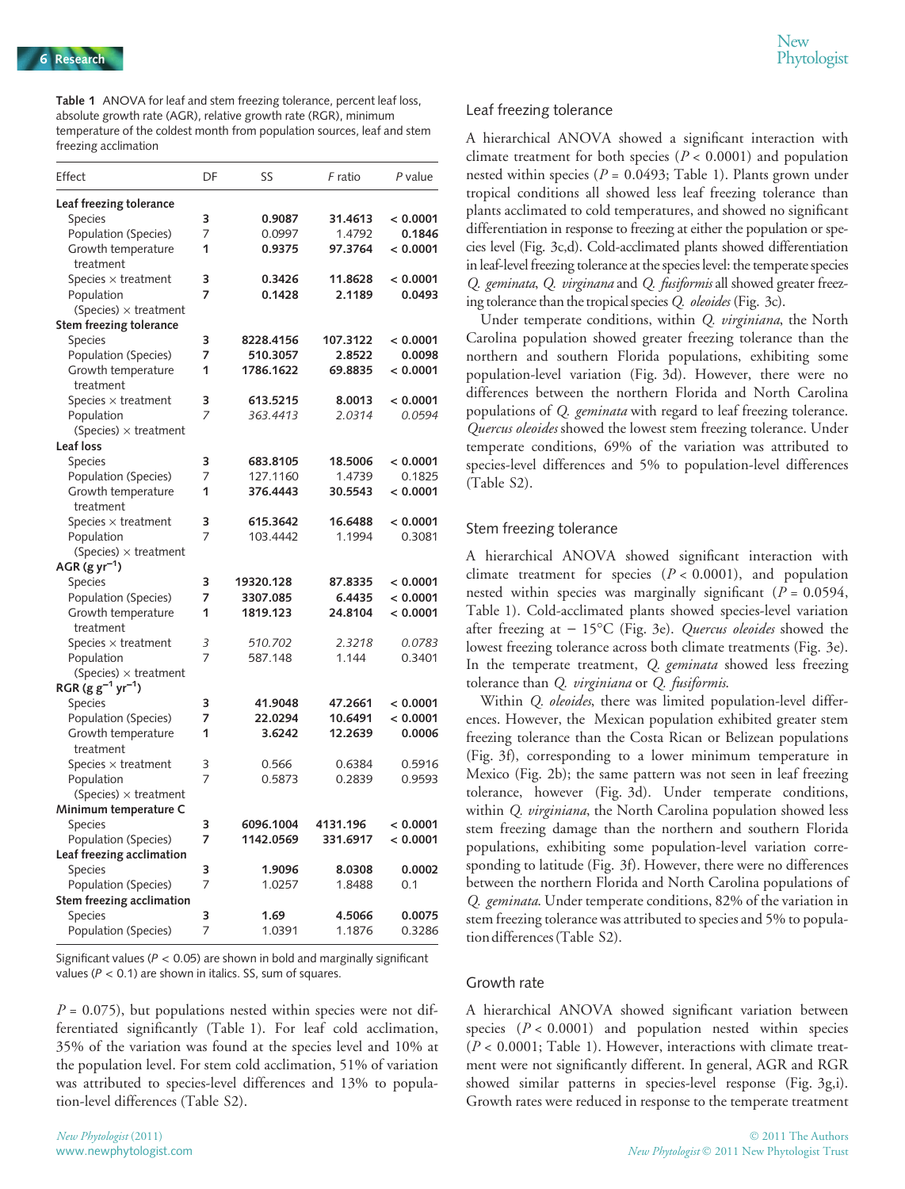**Table 1** ANOVA for leaf and stem freezing tolerance, percent leaf loss, absolute growth rate (AGR), relative growth rate (RGR), minimum temperature of the coldest month from population sources, leaf and stem freezing acclimation

| Effect | DF | SS | *F* ratio | *P* value |
|---|---|---|---|---|
| **Leaf freezing tolerance** | | | | |
| Species | **3** | **0.9087** | **31.4613** | **< 0.0001** |
| Population (Species) | 7 | 0.0997 | 1.4792 | **0.1846** |
| Growth temperature treatment | **1** | **0.9375** | **97.3764** | **< 0.0001** |
| Species × treatment | **3** | **0.3426** | **11.8628** | **< 0.0001** |
| Population (Species) × treatment | **7** | **0.1428** | **2.1189** | **0.0493** |
| **Stem freezing tolerance** | | | | |
| Species | **3** | **8228.4156** | **107.3122** | **< 0.0001** |
| Population (Species) | **7** | **510.3057** | **2.8522** | **0.0098** |
| Growth temperature treatment | **1** | **1786.1622** | **69.8835** | **< 0.0001** |
| Species × treatment | **3** | **613.5215** | **8.0013** | **< 0.0001** |
| Population (Species) × treatment | *7* | *363.4413* | *2.0314* | *0.0594* |
| **Leaf loss** | | | | |
| Species | **3** | **683.8105** | **18.5006** | **< 0.0001** |
| Population (Species) | 7 | 127.1160 | 1.4739 | 0.1825 |
| Growth temperature treatment | **1** | **376.4443** | **30.5543** | **< 0.0001** |
| Species × treatment | **3** | **615.3642** | **16.6488** | **< 0.0001** |
| Population (Species) × treatment | 7 | 103.4442 | 1.1994 | 0.3081 |
| **AGR (g yr$^{-1}$)** | | | | |
| Species | **3** | **19320.128** | **87.8335** | **< 0.0001** |
| Population (Species) | **7** | **3307.085** | **6.4435** | **< 0.0001** |
| Growth temperature treatment | **1** | **1819.123** | **24.8104** | **< 0.0001** |
| Species × treatment | *3* | *510.702* | *2.3218* | *0.0783* |
| Population (Species) × treatment | 7 | 587.148 | 1.144 | 0.3401 |
| **RGR (g g$^{-1}$ yr$^{-1}$)** | | | | |
| Species | **3** | **41.9048** | **47.2661** | **< 0.0001** |
| Population (Species) | **7** | **22.0294** | **10.6491** | **< 0.0001** |
| Growth temperature treatment | **1** | **3.6242** | **12.2639** | **0.0006** |
| Species × treatment | 3 | 0.566 | 0.6384 | 0.5916 |
| Population (Species) × treatment | 7 | 0.5873 | 0.2839 | 0.9593 |
| **Minimum temperature C** | | | | |
| Species | **3** | **6096.1004** | **4131.196** | **< 0.0001** |
| Population (Species) | **7** | **1142.0569** | **331.6917** | **< 0.0001** |
| **Leaf freezing acclimation** | | | | |
| Species | **3** | **1.9096** | **8.0308** | **0.0002** |
| Population (Species) | 7 | 1.0257 | 1.8488 | 0.1 |
| **Stem freezing acclimation** | | | | |
| Species | **3** | **1.69** | **4.5066** | **0.0075** |
| Population (Species) | 7 | 1.0391 | 1.1876 | 0.3286 |

Significant values ($P < 0.05$) are shown in bold and marginally significant values ($P < 0.1$) are shown in italics. SS, sum of squares.

$P = 0.075$), but populations nested within species were not differentiated significantly (Table 1). For leaf cold acclimation, 35% of the variation was found at the species level and 10% at the population level. For stem cold acclimation, 51% of variation was attributed to species-level differences and 13% to population-level differences (Table S2).

### Leaf freezing tolerance

A hierarchical ANOVA showed a significant interaction with climate treatment for both species ($P < 0.0001$) and population nested within species ($P = 0.0493$; Table 1). Plants grown under tropical conditions all showed less leaf freezing tolerance than plants acclimated to cold temperatures, and showed no significant differentiation in response to freezing at either the population or species level (Fig. 3c,d). Cold-acclimated plants showed differentiation in leaf-level freezing tolerance at the species level: the temperate species *Q. geminata*, *Q. virginana* and *Q. fusiformis* all showed greater freezing tolerance than the tropical species *Q. oleoides* (Fig. 3c).

Under temperate conditions, within *Q. virginiana*, the North Carolina population showed greater freezing tolerance than the northern and southern Florida populations, exhibiting some population-level variation (Fig. 3d). However, there were no differences between the northern Florida and North Carolina populations of *Q. geminata* with regard to leaf freezing tolerance. *Quercus oleoides* showed the lowest stem freezing tolerance. Under temperate conditions, 69% of the variation was attributed to species-level differences and 5% to population-level differences (Table S2).

### Stem freezing tolerance

A hierarchical ANOVA showed significant interaction with climate treatment for species ($P < 0.0001$), and population nested within species was marginally significant ($P = 0.0594$, Table 1). Cold-acclimated plants showed species-level variation after freezing at − 15°C (Fig. 3e). *Quercus oleoides* showed the lowest freezing tolerance across both climate treatments (Fig. 3e). In the temperate treatment, *Q. geminata* showed less freezing tolerance than *Q. virginiana* or *Q. fusiformis*.

Within *Q. oleoides*, there was limited population-level differences. However, the Mexican population exhibited greater stem freezing tolerance than the Costa Rican or Belizean populations (Fig. 3f), corresponding to a lower minimum temperature in Mexico (Fig. 2b); the same pattern was not seen in leaf freezing tolerance, however (Fig. 3d). Under temperate conditions, within *Q. virginiana*, the North Carolina population showed less stem freezing damage than the northern and southern Florida populations, exhibiting some population-level variation corresponding to latitude (Fig. 3f). However, there were no differences between the northern Florida and North Carolina populations of *Q. geminata*. Under temperate conditions, 82% of the variation in stem freezing tolerance was attributed to species and 5% to population differences (Table S2).

### Growth rate

A hierarchical ANOVA showed significant variation between species ($P < 0.0001$) and population nested within species ($P < 0.0001$; Table 1). However, interactions with climate treatment were not significantly different. In general, AGR and RGR showed similar patterns in species-level response (Fig. 3g,i). Growth rates were reduced in response to the temperate treatment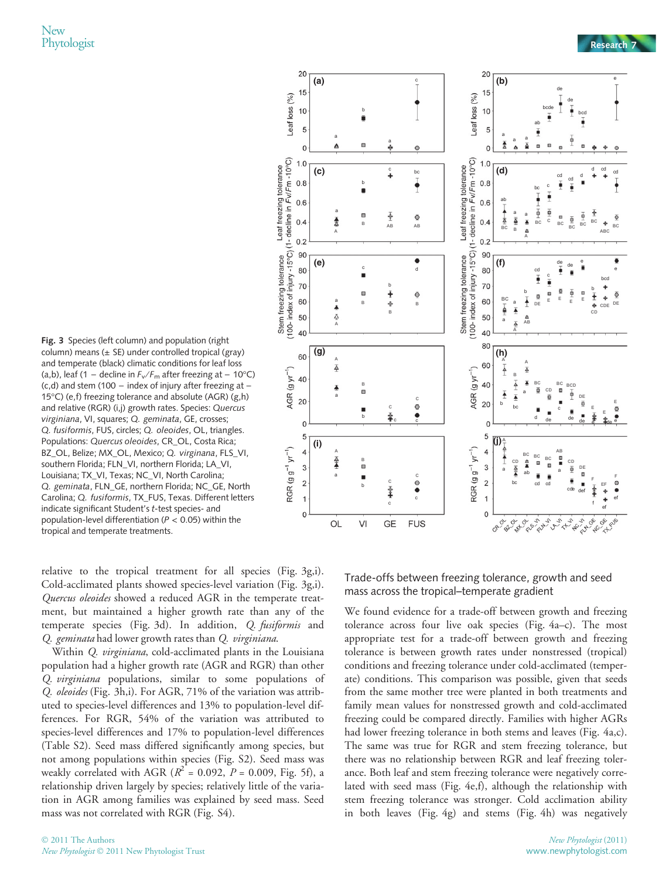**Fig. 3** Species (left column) and population (right column) means (± SE) under controlled tropical (gray) and temperate (black) climatic conditions for leaf loss (a,b), leaf (1 − decline in $F_v/F_m$ after freezing at − 10°C) (c,d) and stem (100 − index of injury after freezing at − 15°C) (e,f) freezing tolerance and absolute (AGR) (g,h) and relative (RGR) (i,j) growth rates. Species: *Quercus virginiana*, VI, squares; *Q. geminata*, GE, crosses; *Q. fusiformis*, FUS, circles; *Q. oleoides*, OL, triangles. Populations: *Quercus oleoides*, CR_OL, Costa Rica; BZ_OL, Belize; MX_OL, Mexico; *Q. virginana*, FLS_VI, southern Florida; FLN_VI, northern Florida; LA_VI, Louisiana; TX_VI, Texas; NC_VI, North Carolina; *Q. geminata*, FLN_GE, northern Florida; NC_GE, North Carolina; *Q. fusiformis*, TX_FUS, Texas. Different letters indicate significant Student's *t*-test species- and population-level differentiation ($P$ < 0.05) within the tropical and temperate treatments.

relative to the tropical treatment for all species (Fig. 3g,i). Cold-acclimated plants showed species-level variation (Fig. 3g,i). *Quercus oleoides* showed a reduced AGR in the temperate treatment, but maintained a higher growth rate than any of the temperate species (Fig. 3d). In addition, *Q. fusiformis* and *Q. geminata* had lower growth rates than *Q. virginiana*.

Within *Q. virginiana*, cold-acclimated plants in the Louisiana population had a higher growth rate (AGR and RGR) than other *Q. virginiana* populations, similar to some populations of *Q. oleoides* (Fig. 3h,i). For AGR, 71% of the variation was attributed to species-level differences and 13% to population-level differences. For RGR, 54% of the variation was attributed to species-level differences and 17% to population-level differences (Table S2). Seed mass differed significantly among species, but not among populations within species (Fig. S2). Seed mass was weakly correlated with AGR ($R^2$ = 0.092, $P$ = 0.009, Fig. 5f), a relationship driven largely by species; relatively little of the variation in AGR among families was explained by seed mass. Seed mass was not correlated with RGR (Fig. S4).

## Trade-offs between freezing tolerance, growth and seed mass across the tropical–temperate gradient

We found evidence for a trade-off between growth and freezing tolerance across four live oak species (Fig. 4a–c). The most appropriate test for a trade-off between growth and freezing tolerance is between growth rates under nonstressed (tropical) conditions and freezing tolerance under cold-acclimated (temperate) conditions. This comparison was possible, given that seeds from the same mother tree were planted in both treatments and family mean values for nonstressed growth and cold-acclimated freezing could be compared directly. Families with higher AGRs had lower freezing tolerance in both stems and leaves (Fig. 4a,c). The same was true for RGR and stem freezing tolerance, but there was no relationship between RGR and leaf freezing tolerance. Both leaf and stem freezing tolerance were negatively correlated with seed mass (Fig. 4e,f), although the relationship with stem freezing tolerance was stronger. Cold acclimation ability in both leaves (Fig. 4g) and stems (Fig. 4h) was negatively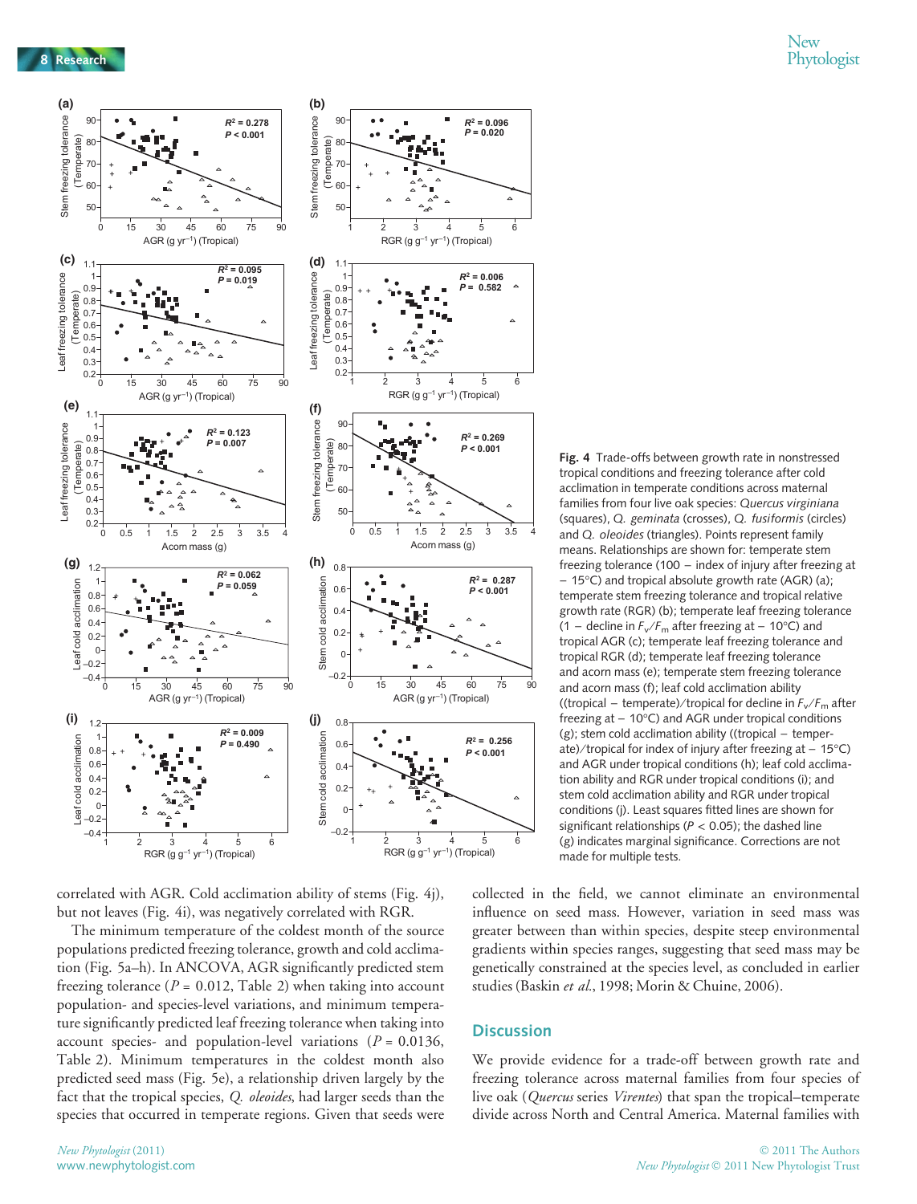**Fig. 4** Trade-offs between growth rate in nonstressed tropical conditions and freezing tolerance after cold acclimation in temperate conditions across maternal families from four live oak species: *Quercus virginiana* (squares), *Q. geminata* (crosses), *Q. fusiformis* (circles) and *Q. oleoides* (triangles). Points represent family means. Relationships are shown for: temperate stem freezing tolerance (100 − index of injury after freezing at −15°C) and tropical absolute growth rate (AGR) (a); temperate stem freezing tolerance and tropical relative growth rate (RGR) (b); temperate leaf freezing tolerance (1 − decline in $F_v/F_m$ after freezing at −10°C) and tropical AGR (c); temperate leaf freezing tolerance and tropical RGR (d); temperate leaf freezing tolerance and acorn mass (e); temperate stem freezing tolerance and acorn mass (f); leaf cold acclimation ability ((tropical − temperate)/tropical for decline in $F_v/F_m$ after freezing at −10°C) and AGR under tropical conditions (g); stem cold acclimation ability ((tropical − temperate)/tropical for index of injury after freezing at −15°C) and AGR under tropical conditions (h); leaf cold acclimation ability and RGR under tropical conditions (i); and stem cold acclimation ability and RGR under tropical conditions (j). Least squares fitted lines are shown for significant relationships ($P < 0.05$); the dashed line (g) indicates marginal significance. Corrections are not made for multiple tests.

correlated with AGR. Cold acclimation ability of stems (Fig. 4j), but not leaves (Fig. 4i), was negatively correlated with RGR.

The minimum temperature of the coldest month of the source populations predicted freezing tolerance, growth and cold acclimation (Fig. 5a–h). In ANCOVA, AGR significantly predicted stem freezing tolerance ($P = 0.012$, Table 2) when taking into account population- and species-level variations, and minimum temperature significantly predicted leaf freezing tolerance when taking into account species- and population-level variations ($P = 0.0136$, Table 2). Minimum temperatures in the coldest month also predicted seed mass (Fig. 5e), a relationship driven largely by the fact that the tropical species, *Q. oleoides*, had larger seeds than the species that occurred in temperate regions. Given that seeds were collected in the field, we cannot eliminate an environmental influence on seed mass. However, variation in seed mass was greater between than within species, despite steep environmental gradients within species ranges, suggesting that seed mass may be genetically constrained at the species level, as concluded in earlier studies (Baskin *et al.*, 1998; Morin & Chuine, 2006).

## Discussion

We provide evidence for a trade-off between growth rate and freezing tolerance across maternal families from four species of live oak (*Quercus* series *Virentes*) that span the tropical–temperate divide across North and Central America. Maternal families with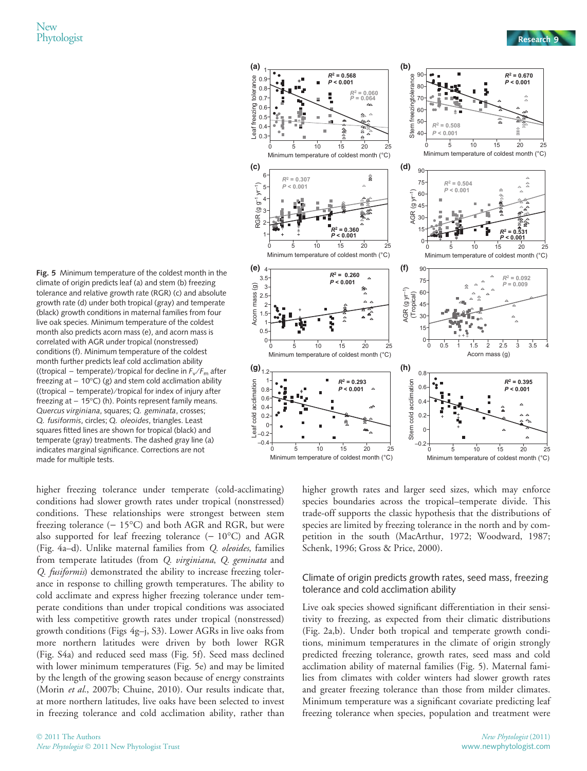Fig. 5 Minimum temperature of the coldest month in the climate of origin predicts leaf (a) and stem (b) freezing tolerance and relative growth rate (RGR) (c) and absolute growth rate (d) under both tropical (gray) and temperate (black) growth conditions in maternal families from four live oak species. Minimum temperature of the coldest month also predicts acorn mass (e), and acorn mass is correlated with AGR under tropical (nonstressed) conditions (f). Minimum temperature of the coldest month further predicts leaf cold acclimation ability ((tropical − temperate)/tropical for decline in $F_v/F_m$ after freezing at −10°C) (g) and stem cold acclimation ability ((tropical − temperate)/tropical for index of injury after freezing at −15°C) (h). Points represent family means. *Quercus virginiana*, squares; *Q. geminata*, crosses; *Q. fusiformis*, circles; *Q. oleoides*, triangles. Least squares fitted lines are shown for tropical (black) and temperate (gray) treatments. The dashed gray line (a) indicates marginal significance. Corrections are not made for multiple tests.

higher freezing tolerance under temperate (cold-acclimating) conditions had slower growth rates under tropical (nonstressed) conditions. These relationships were strongest between stem freezing tolerance (−15°C) and both AGR and RGR, but were also supported for leaf freezing tolerance (−10°C) and AGR (Fig. 4a–d). Unlike maternal families from *Q. oleoides*, families from temperate latitudes (from *Q. virginiana*, *Q. geminata* and *Q. fusiformis*) demonstrated the ability to increase freezing tolerance in response to chilling growth temperatures. The ability to cold acclimate and express higher freezing tolerance under temperate conditions than under tropical conditions was associated with less competitive growth rates under tropical (nonstressed) growth conditions (Figs 4g–j, S3). Lower AGRs in live oaks from more northern latitudes were driven by both lower RGR (Fig. S4a) and reduced seed mass (Fig. 5f). Seed mass declined with lower minimum temperatures (Fig. 5e) and may be limited by the length of the growing season because of energy constraints (Morin *et al.*, 2007b; Chuine, 2010). Our results indicate that, at more northern latitudes, live oaks have been selected to invest in freezing tolerance and cold acclimation ability, rather than higher growth rates and larger seed sizes, which may enforce species boundaries across the tropical–temperate divide. This trade-off supports the classic hypothesis that the distributions of species are limited by freezing tolerance in the north and by competition in the south (MacArthur, 1972; Woodward, 1987; Schenk, 1996; Gross & Price, 2000).

## Climate of origin predicts growth rates, seed mass, freezing tolerance and cold acclimation ability

Live oak species showed significant differentiation in their sensitivity to freezing, as expected from their climatic distributions (Fig. 2a,b). Under both tropical and temperate growth conditions, minimum temperatures in the climate of origin strongly predicted freezing tolerance, growth rates, seed mass and cold acclimation ability of maternal families (Fig. 5). Maternal families from climates with colder winters had slower growth rates and greater freezing tolerance than those from milder climates. Minimum temperature was a significant covariate predicting leaf freezing tolerance when species, population and treatment were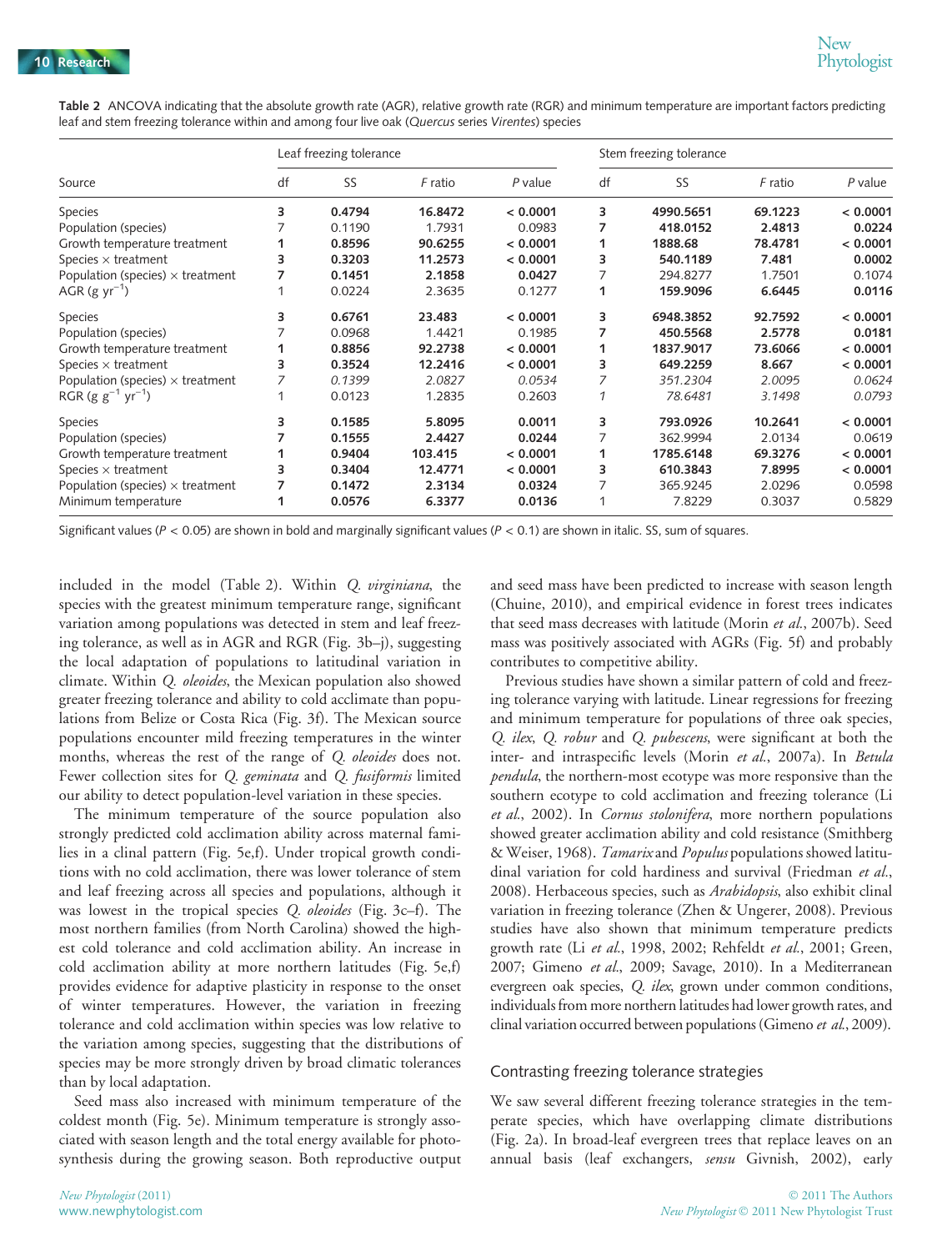**Table 2** ANCOVA indicating that the absolute growth rate (AGR), relative growth rate (RGR) and minimum temperature are important factors predicting leaf and stem freezing tolerance within and among four live oak (*Quercus* series *Virentes*) species

| Source | Leaf freezing tolerance | | | | Stem freezing tolerance | | | |
|---|---|---|---|---|---|---|---|---|
| | df | SS | *F* ratio | *P* value | df | SS | *F* ratio | *P* value |
| Species | **3** | **0.4794** | **16.8472** | **< 0.0001** | **3** | **4990.5651** | **69.1223** | **< 0.0001** |
| Population (species) | 7 | 0.1190 | 1.7931 | 0.0983 | **7** | **418.0152** | **2.4813** | **0.0224** |
| Growth temperature treatment | **1** | **0.8596** | **90.6255** | **< 0.0001** | **1** | **1888.68** | **78.4781** | **< 0.0001** |
| Species × treatment | **3** | **0.3203** | **11.2573** | **< 0.0001** | **3** | **540.1189** | **7.481** | **0.0002** |
| Population (species) × treatment | **7** | **0.1451** | **2.1858** | **0.0427** | 7 | 294.8277 | 1.7501 | 0.1074 |
| AGR (g $yr^{-1}$) | 1 | 0.0224 | 2.3635 | 0.1277 | **1** | **159.9096** | **6.6445** | **0.0116** |
| Species | **3** | **0.6761** | **23.483** | **< 0.0001** | **3** | **6948.3852** | **92.7592** | **< 0.0001** |
| Population (species) | 7 | 0.0968 | 1.4421 | 0.1985 | **7** | **450.5568** | **2.5778** | **0.0181** |
| Growth temperature treatment | **1** | **0.8856** | **92.2738** | **< 0.0001** | **1** | **1837.9017** | **73.6066** | **< 0.0001** |
| Species × treatment | **3** | **0.3524** | **12.2416** | **< 0.0001** | **3** | **649.2259** | **8.667** | **< 0.0001** |
| Population (species) × treatment | *7* | *0.1399* | *2.0827* | *0.0534* | *7* | *351.2304* | *2.0095* | *0.0624* |
| RGR (g $g^{-1}$ $yr^{-1}$) | 1 | 0.0123 | 1.2835 | 0.2603 | *1* | *78.6481* | *3.1498* | *0.0793* |
| Species | **3** | **0.1585** | **5.8095** | **0.0011** | **3** | **793.0926** | **10.2641** | **< 0.0001** |
| Population (species) | **7** | **0.1555** | **2.4427** | **0.0244** | 7 | 362.9994 | 2.0134 | 0.0619 |
| Growth temperature treatment | **1** | **0.9404** | **103.415** | **< 0.0001** | **1** | **1785.6148** | **69.3276** | **< 0.0001** |
| Species × treatment | **3** | **0.3404** | **12.4771** | **< 0.0001** | **3** | **610.3843** | **7.8995** | **< 0.0001** |
| Population (species) × treatment | **7** | **0.1472** | **2.3134** | **0.0324** | 7 | 365.9245 | 2.0296 | 0.0598 |
| Minimum temperature | **1** | **0.0576** | **6.3377** | **0.0136** | 1 | 7.8229 | 0.3037 | 0.5829 |

Significant values ($P < 0.05$) are shown in bold and marginally significant values ($P < 0.1$) are shown in italic. SS, sum of squares.

included in the model (Table 2). Within *Q. virginiana*, the species with the greatest minimum temperature range, significant variation among populations was detected in stem and leaf freezing tolerance, as well as in AGR and RGR (Fig. 3b–j), suggesting the local adaptation of populations to latitudinal variation in climate. Within *Q. oleoides*, the Mexican population also showed greater freezing tolerance and ability to cold acclimate than populations from Belize or Costa Rica (Fig. 3f). The Mexican source populations encounter mild freezing temperatures in the winter months, whereas the rest of the range of *Q. oleoides* does not. Fewer collection sites for *Q. geminata* and *Q. fusiformis* limited our ability to detect population-level variation in these species.

The minimum temperature of the source population also strongly predicted cold acclimation ability across maternal families in a clinal pattern (Fig. 5e,f). Under tropical growth conditions with no cold acclimation, there was lower tolerance of stem and leaf freezing across all species and populations, although it was lowest in the tropical species *Q. oleoides* (Fig. 3c–f). The most northern families (from North Carolina) showed the highest cold tolerance and cold acclimation ability. An increase in cold acclimation ability at more northern latitudes (Fig. 5e,f) provides evidence for adaptive plasticity in response to the onset of winter temperatures. However, the variation in freezing tolerance and cold acclimation within species was low relative to the variation among species, suggesting that the distributions of species may be more strongly driven by broad climatic tolerances than by local adaptation.

Seed mass also increased with minimum temperature of the coldest month (Fig. 5e). Minimum temperature is strongly associated with season length and the total energy available for photosynthesis during the growing season. Both reproductive output and seed mass have been predicted to increase with season length (Chuine, 2010), and empirical evidence in forest trees indicates that seed mass decreases with latitude (Morin *et al.*, 2007b). Seed mass was positively associated with AGRs (Fig. 5f) and probably contributes to competitive ability.

Previous studies have shown a similar pattern of cold and freezing tolerance varying with latitude. Linear regressions for freezing and minimum temperature for populations of three oak species, *Q. ilex*, *Q. robur* and *Q. pubescens*, were significant at both the inter- and intraspecific levels (Morin *et al.*, 2007a). In *Betula pendula*, the northern-most ecotype was more responsive than the southern ecotype to cold acclimation and freezing tolerance (Li *et al.*, 2002). In *Cornus stolonifera*, more northern populations showed greater acclimation ability and cold resistance (Smithberg & Weiser, 1968). *Tamarix* and *Populus* populations showed latitudinal variation for cold hardiness and survival (Friedman *et al.*, 2008). Herbaceous species, such as *Arabidopsis*, also exhibit clinal variation in freezing tolerance (Zhen & Ungerer, 2008). Previous studies have also shown that minimum temperature predicts growth rate (Li *et al.*, 1998, 2002; Rehfeldt *et al.*, 2001; Green, 2007; Gimeno *et al.*, 2009; Savage, 2010). In a Mediterranean evergreen oak species, *Q. ilex*, grown under common conditions, individuals from more northern latitudes had lower growth rates, and clinal variation occurred between populations (Gimeno *et al.*, 2009).

### Contrasting freezing tolerance strategies

We saw several different freezing tolerance strategies in the temperate species, which have overlapping climate distributions (Fig. 2a). In broad-leaf evergreen trees that replace leaves on an annual basis (leaf exchangers, *sensu* Givnish, 2002), early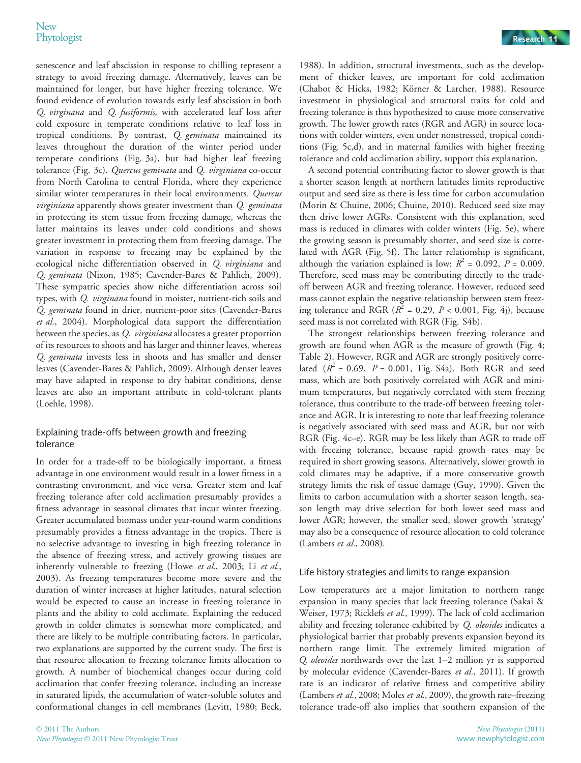senescence and leaf abscission in response to chilling represent a strategy to avoid freezing damage. Alternatively, leaves can be maintained for longer, but have higher freezing tolerance. We found evidence of evolution towards early leaf abscission in both *Q. virginana* and *Q. fusiformis*, with accelerated leaf loss after cold exposure in temperate conditions relative to leaf loss in tropical conditions. By contrast, *Q. geminata* maintained its leaves throughout the duration of the winter period under temperate conditions (Fig. 3a), but had higher leaf freezing tolerance (Fig. 3c). *Quercus geminata* and *Q. virginiana* co-occur from North Carolina to central Florida, where they experience similar winter temperatures in their local environments. *Quercus virginiana* apparently shows greater investment than *Q. geminata* in protecting its stem tissue from freezing damage, whereas the latter maintains its leaves under cold conditions and shows greater investment in protecting them from freezing damage. The variation in response to freezing may be explained by the ecological niche differentiation observed in *Q. virginiana* and *Q. geminata* (Nixon, 1985; Cavender-Bares & Pahlich, 2009). These sympatric species show niche differentiation across soil types, with *Q. virginana* found in moister, nutrient-rich soils and *Q. geminata* found in drier, nutrient-poor sites (Cavender-Bares *et al.*, 2004). Morphological data support the differentiation between the species, as *Q. virginiana* allocates a greater proportion of its resources to shoots and has larger and thinner leaves, whereas *Q. geminata* invests less in shoots and has smaller and denser leaves (Cavender-Bares & Pahlich, 2009). Although denser leaves may have adapted in response to dry habitat conditions, dense leaves are also an important attribute in cold-tolerant plants (Loehle, 1998).

## Explaining trade-offs between growth and freezing tolerance

In order for a trade-off to be biologically important, a fitness advantage in one environment would result in a lower fitness in a contrasting environment, and vice versa. Greater stem and leaf freezing tolerance after cold acclimation presumably provides a fitness advantage in seasonal climates that incur winter freezing. Greater accumulated biomass under year-round warm conditions presumably provides a fitness advantage in the tropics. There is no selective advantage to investing in high freezing tolerance in the absence of freezing stress, and actively growing tissues are inherently vulnerable to freezing (Howe *et al.*, 2003; Li *et al.*, 2003). As freezing temperatures become more severe and the duration of winter increases at higher latitudes, natural selection would be expected to cause an increase in freezing tolerance in plants and the ability to cold acclimate. Explaining the reduced growth in colder climates is somewhat more complicated, and there are likely to be multiple contributing factors. In particular, two explanations are supported by the current study. The first is that resource allocation to freezing tolerance limits allocation to growth. A number of biochemical changes occur during cold acclimation that confer freezing tolerance, including an increase in saturated lipids, the accumulation of water-soluble solutes and conformational changes in cell membranes (Levitt, 1980; Beck, 1988). In addition, structural investments, such as the development of thicker leaves, are important for cold acclimation (Chabot & Hicks, 1982; Körner & Larcher, 1988). Resource investment in physiological and structural traits for cold and freezing tolerance is thus hypothesized to cause more conservative growth. The lower growth rates (RGR and AGR) in source locations with colder winters, even under nonstressed, tropical conditions (Fig. 5c,d), and in maternal families with higher freezing tolerance and cold acclimation ability, support this explanation.

A second potential contributing factor to slower growth is that a shorter season length at northern latitudes limits reproductive output and seed size as there is less time for carbon accumulation (Morin & Chuine, 2006; Chuine, 2010). Reduced seed size may then drive lower AGRs. Consistent with this explanation, seed mass is reduced in climates with colder winters (Fig. 5e), where the growing season is presumably shorter, and seed size is correlated with AGR (Fig. 5f). The latter relationship is significant, although the variation explained is low: $R^2 = 0.092$, $P = 0.009$. Therefore, seed mass may be contributing directly to the trade-off between AGR and freezing tolerance. However, reduced seed mass cannot explain the negative relationship between stem freezing tolerance and RGR ($R^2 = 0.29$, $P < 0.001$, Fig. 4j), because seed mass is not correlated with RGR (Fig. S4b).

The strongest relationships between freezing tolerance and growth are found when AGR is the measure of growth (Fig. 4; Table 2). However, RGR and AGR are strongly positively correlated ($R^2 = 0.69$, $P = 0.001$, Fig. S4a). Both RGR and seed mass, which are both positively correlated with AGR and minimum temperatures, but negatively correlated with stem freezing tolerance, thus contribute to the trade-off between freezing tolerance and AGR. It is interesting to note that leaf freezing tolerance is negatively associated with seed mass and AGR, but not with RGR (Fig. 4c–e). RGR may be less likely than AGR to trade off with freezing tolerance, because rapid growth rates may be required in short growing seasons. Alternatively, slower growth in cold climates may be adaptive, if a more conservative growth strategy limits the risk of tissue damage (Guy, 1990). Given the limits to carbon accumulation with a shorter season length, season length may drive selection for both lower seed mass and lower AGR; however, the smaller seed, slower growth 'strategy' may also be a consequence of resource allocation to cold tolerance (Lambers *et al.*, 2008).

## Life history strategies and limits to range expansion

Low temperatures are a major limitation to northern range expansion in many species that lack freezing tolerance (Sakai & Weiser, 1973; Ricklefs *et al.*, 1999). The lack of cold acclimation ability and freezing tolerance exhibited by *Q. oleoides* indicates a physiological barrier that probably prevents expansion beyond its northern range limit. The extremely limited migration of *Q. oleoides* northwards over the last 1–2 million yr is supported by molecular evidence (Cavender-Bares *et al.*, 2011). If growth rate is an indicator of relative fitness and competitive ability (Lambers *et al.*, 2008; Moles *et al.*, 2009), the growth rate–freezing tolerance trade-off also implies that southern expansion of the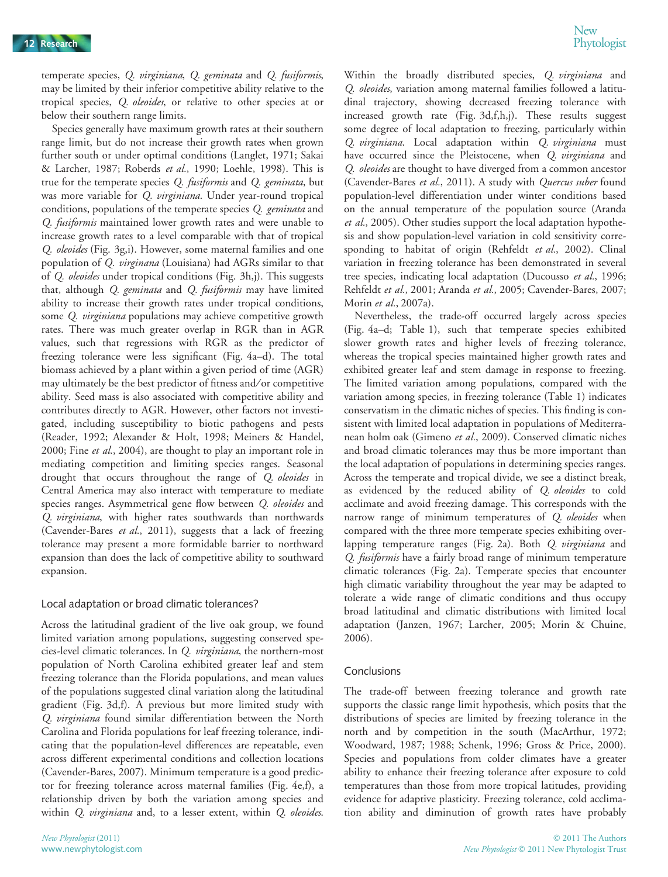temperate species, *Q. virginiana*, *Q. geminata* and *Q. fusiformis*, may be limited by their inferior competitive ability relative to the tropical species, *Q. oleoides*, or relative to other species at or below their southern range limits.

Species generally have maximum growth rates at their southern range limit, but do not increase their growth rates when grown further south or under optimal conditions (Langlet, 1971; Sakai & Larcher, 1987; Roberds *et al.*, 1990; Loehle, 1998). This is true for the temperate species *Q. fusiformis* and *Q. geminata*, but was more variable for *Q. virginiana*. Under year-round tropical conditions, populations of the temperate species *Q. geminata* and *Q. fusiformis* maintained lower growth rates and were unable to increase growth rates to a level comparable with that of tropical *Q. oleoides* (Fig. 3g,i). However, some maternal families and one population of *Q. virgnana* (Louisiana) had AGRs similar to that of *Q. oleoides* under tropical conditions (Fig. 3h,j). This suggests that, although *Q. geminata* and *Q. fusiformis* may have limited ability to increase their growth rates under tropical conditions, some *Q. virginiana* populations may achieve competitive growth rates. There was much greater overlap in RGR than in AGR values, such that regressions with RGR as the predictor of freezing tolerance were less significant (Fig. 4a–d). The total biomass achieved by a plant within a given period of time (AGR) may ultimately be the best predictor of fitness and/or competitive ability. Seed mass is also associated with competitive ability and contributes directly to AGR. However, other factors not investigated, including susceptibility to biotic pathogens and pests (Reader, 1992; Alexander & Holt, 1998; Meiners & Handel, 2000; Fine *et al.*, 2004), are thought to play an important role in mediating competition and limiting species ranges. Seasonal drought that occurs throughout the range of *Q. oleoides* in Central America may also interact with temperature to mediate species ranges. Asymmetrical gene flow between *Q. oleoides* and *Q. virginiana*, with higher rates southwards than northwards (Cavender-Bares *et al.*, 2011), suggests that a lack of freezing tolerance may present a more formidable barrier to northward expansion than does the lack of competitive ability to southward expansion.

### Local adaptation or broad climatic tolerances?

Across the latitudinal gradient of the live oak group, we found limited variation among populations, suggesting conserved species-level climatic tolerances. In *Q. virginiana*, the northern-most population of North Carolina exhibited greater leaf and stem freezing tolerance than the Florida populations, and mean values of the populations suggested clinal variation along the latitudinal gradient (Fig. 3d,f). A previous but more limited study with *Q. virginiana* found similar differentiation between the North Carolina and Florida populations for leaf freezing tolerance, indicating that the population-level differences are repeatable, even across different experimental conditions and collection locations (Cavender-Bares, 2007). Minimum temperature is a good predictor for freezing tolerance across maternal families (Fig. 4e,f), a relationship driven by both the variation among species and within *Q. virginiana* and, to a lesser extent, within *Q. oleoides*. Within the broadly distributed species, *Q. virginiana* and *Q. oleoides*, variation among maternal families followed a latitudinal trajectory, showing decreased freezing tolerance with increased growth rate (Fig. 3d,f,h,j). These results suggest some degree of local adaptation to freezing, particularly within *Q. virginiana*. Local adaptation within *Q. virginiana* must have occurred since the Pleistocene, when *Q. virginiana* and *Q. oleoides* are thought to have diverged from a common ancestor (Cavender-Bares *et al.*, 2011). A study with *Quercus suber* found population-level differentiation under winter conditions based on the annual temperature of the population source (Aranda *et al.*, 2005). Other studies support the local adaptation hypothesis and show population-level variation in cold sensitivity corresponding to habitat of origin (Rehfeldt *et al.*, 2002). Clinal variation in freezing tolerance has been demonstrated in several tree species, indicating local adaptation (Ducousso *et al.*, 1996; Rehfeldt *et al.*, 2001; Aranda *et al.*, 2005; Cavender-Bares, 2007; Morin *et al.*, 2007a).

Nevertheless, the trade-off occurred largely across species (Fig. 4a–d; Table 1), such that temperate species exhibited slower growth rates and higher levels of freezing tolerance, whereas the tropical species maintained higher growth rates and exhibited greater leaf and stem damage in response to freezing. The limited variation among populations, compared with the variation among species, in freezing tolerance (Table 1) indicates conservatism in the climatic niches of species. This finding is consistent with limited local adaptation in populations of Mediterranean holm oak (Gimeno *et al.*, 2009). Conserved climatic niches and broad climatic tolerances may thus be more important than the local adaptation of populations in determining species ranges. Across the temperate and tropical divide, we see a distinct break, as evidenced by the reduced ability of *Q. oleoides* to cold acclimate and avoid freezing damage. This corresponds with the narrow range of minimum temperatures of *Q. oleoides* when compared with the three more temperate species exhibiting overlapping temperature ranges (Fig. 2a). Both *Q. virginiana* and *Q. fusiformis* have a fairly broad range of minimum temperature climatic tolerances (Fig. 2a). Temperate species that encounter high climatic variability throughout the year may be adapted to tolerate a wide range of climatic conditions and thus occupy broad latitudinal and climatic distributions with limited local adaptation (Janzen, 1967; Larcher, 2005; Morin & Chuine, 2006).

### Conclusions

The trade-off between freezing tolerance and growth rate supports the classic range limit hypothesis, which posits that the distributions of species are limited by freezing tolerance in the north and by competition in the south (MacArthur, 1972; Woodward, 1987; 1988; Schenk, 1996; Gross & Price, 2000). Species and populations from colder climates have a greater ability to enhance their freezing tolerance after exposure to cold temperatures than those from more tropical latitudes, providing evidence for adaptive plasticity. Freezing tolerance, cold acclimation ability and diminution of growth rates have probably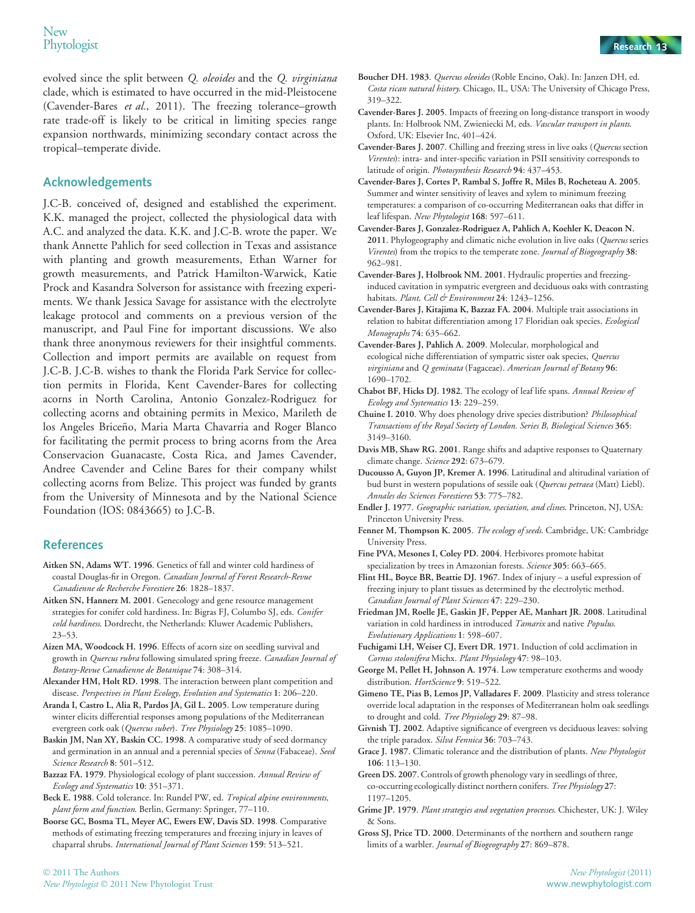evolved since the split between *Q. oleoides* and the *Q. virginiana* clade, which is estimated to have occurred in the mid-Pleistocene (Cavender-Bares *et al*., 2011). The freezing tolerance–growth rate trade-off is likely to be critical in limiting species range expansion northwards, minimizing secondary contact across the tropical–temperate divide.

## Acknowledgements

J.C-B. conceived of, designed and established the experiment. K.K. managed the project, collected the physiological data with A.C. and analyzed the data. K.K. and J.C-B. wrote the paper. We thank Annette Pahlich for seed collection in Texas and assistance with planting and growth measurements, Ethan Warner for growth measurements, and Patrick Hamilton-Warwick, Katie Prock and Kasandra Solverson for assistance with freezing experiments. We thank Jessica Savage for assistance with the electrolyte leakage protocol and comments on a previous version of the manuscript, and Paul Fine for important discussions. We also thank three anonymous reviewers for their insightful comments. Collection and import permits are available on request from J.C-B. J.C-B. wishes to thank the Florida Park Service for collection permits in Florida, Kent Cavender-Bares for collecting acorns in North Carolina, Antonio Gonzalez-Rodriguez for collecting acorns and obtaining permits in Mexico, Marileth de los Angeles Briceño, Maria Marta Chavarria and Roger Blanco for facilitating the permit process to bring acorns from the Area Conservacion Guanacaste, Costa Rica, and James Cavender, Andree Cavender and Celine Bares for their company whilst collecting acorns from Belize. This project was funded by grants from the University of Minnesota and by the National Science Foundation (IOS: 0843665) to J.C-B.

## References

**Aitken SN, Adams WT. 1996**. Genetics of fall and winter cold hardiness of coastal Douglas-fir in Oregon. *Canadian Journal of Forest Research-Revue Canadienne de Recherche Forestiere* **26**: 1828–1837.

**Aitken SN, Hannerz M. 2001**. Genecology and gene resource management strategies for conifer cold hardiness. In: Bigras FJ, Columbo SJ, eds. *Conifer cold hardiness*. Dordrecht, the Netherlands: Kluwer Academic Publishers, 23–53.

**Aizen MA, Woodcock H. 1996**. Effects of acorn size on seedling survival and growth in *Quercus rubra* following simulated spring freeze. *Canadian Journal of Botany-Revue Canadienne de Botanique* **74**: 308–314.

**Alexander HM, Holt RD. 1998**. The interaction between plant competition and disease. *Perspectives in Plant Ecology, Evolution and Systematics* **1**: 206–220.

**Aranda I, Castro L, Alia R, Pardos JA, Gil L. 2005**. Low temperature during winter elicits differential responses among populations of the Mediterranean evergreen cork oak (*Quercus suber*). *Tree Physiology* **25**: 1085–1090.

**Baskin JM, Nan XY, Baskin CC. 1998**. A comparative study of seed dormancy and germination in an annual and a perennial species of *Senna* (Fabaceae). *Seed Science Research* **8**: 501–512.

**Bazzaz FA. 1979**. Physiological ecology of plant succession. *Annual Review of Ecology and Systematics* **10**: 351–371.

**Beck E. 1988**. Cold tolerance. In: Rundel PW, ed. *Tropical alpine environments, plant form and function*. Berlin, Germany: Springer, 77–110.

**Boorse GC, Bosma TL, Meyer AC, Ewers EW, Davis SD. 1998**. Comparative methods of estimating freezing temperatures and freezing injury in leaves of chaparral shrubs. *International Journal of Plant Sciences* **159**: 513–521.

**Boucher DH. 1983**. *Quercus oleoides* (Roble Encino, Oak). In: Janzen DH, ed. *Costa rican natural history*. Chicago, IL, USA: The University of Chicago Press, 319–322.

**Cavender-Bares J. 2005**. Impacts of freezing on long-distance transport in woody plants. In: Holbrook NM, Zwieniecki M, eds. *Vascular transport in plants*. Oxford, UK: Elsevier Inc, 401–424.

**Cavender-Bares J. 2007**. Chilling and freezing stress in live oaks (*Quercus* section *Virentes*): intra- and inter-specific variation in PSII sensitivity corresponds to latitude of origin. *Photosynthesis Research* **94**: 437–453.

**Cavender-Bares J, Cortes P, Rambal S, Joffre R, Miles B, Rocheteau A. 2005**. Summer and winter sensitivity of leaves and xylem to minimum freezing temperatures: a comparison of co-occurring Mediterranean oaks that differ in leaf lifespan. *New Phytologist* **168**: 597–611.

**Cavender-Bares J, Gonzalez-Rodriguez A, Pahlich A, Koehler K, Deacon N. 2011**. Phylogeography and climatic niche evolution in live oaks (*Quercus* series *Virentes*) from the tropics to the temperate zone. *Journal of Biogeography* **38**: 962–981.

**Cavender-Bares J, Holbrook NM. 2001**. Hydraulic properties and freezing-induced cavitation in sympatric evergreen and deciduous oaks with contrasting habitats. *Plant, Cell & Environment* **24**: 1243–1256.

**Cavender-Bares J, Kitajima K, Bazzaz FA. 2004**. Multiple trait associations in relation to habitat differentiation among 17 Floridian oak species. *Ecological Monographs* **74**: 635–662.

**Cavender-Bares J, Pahlich A. 2009**. Molecular, morphological and ecological niche differentiation of sympatric sister oak species, *Quercus virginiana* and *Q geminata* (Fagaceae). *American Journal of Botany* **96**: 1690–1702.

**Chabot BF, Hicks DJ. 1982**. The ecology of leaf life spans. *Annual Review of Ecology and Systematics* **13**: 229–259.

**Chuine I. 2010**. Why does phenology drive species distribution? *Philosophical Transactions of the Royal Society of London. Series B, Biological Sciences* **365**: 3149–3160.

**Davis MB, Shaw RG. 2001**. Range shifts and adaptive responses to Quaternary climate change. *Science* **292**: 673–679.

**Ducousso A, Guyon JP, Kremer A. 1996**. Latitudinal and altitudinal variation of bud burst in western populations of sessile oak (*Quercus petraea* (Matt) Liebl). *Annales des Sciences Forestieres* **53**: 775–782.

**Endler J. 1977**. *Geographic variation, speciation, and clines*. Princeton, NJ, USA: Princeton University Press.

**Fenner M, Thompson K. 2005**. *The ecology of seeds*. Cambridge, UK: Cambridge University Press.

**Fine PVA, Mesones I, Coley PD. 2004**. Herbivores promote habitat specialization by trees in Amazonian forests. *Science* **305**: 663–665.

**Flint HL, Boyce BR, Beattie DJ. 1967**. Index of injury – a useful expression of freezing injury to plant tissues as determined by the electrolytic method. *Canadian Journal of Plant Sciences* **47**: 229–230.

**Friedman JM, Roelle JE, Gaskin JF, Pepper AE, Manhart JR. 2008**. Latitudinal variation in cold hardiness in introduced *Tamarix* and native *Populus*. *Evolutionary Applications* **1**: 598–607.

**Fuchigami LH, Weiser CJ, Evert DR. 1971**. Induction of cold acclimation in *Cornus stolonifera* Michx. *Plant Physiology* **47**: 98–103.

**George M, Pellet H, Johnson A. 1974**. Low temperature exotherms and woody distribution. *HortScience* **9**: 519–522.

**Gimeno TE, Pias B, Lemos JP, Valladares F. 2009**. Plasticity and stress tolerance override local adaptation in the responses of Mediterranean holm oak seedlings to drought and cold. *Tree Physiology* **29**: 87–98.

**Givnish TJ. 2002**. Adaptive significance of evergreen vs deciduous leaves: solving the triple paradox. *Silva Fennica* **36**: 703–743.

**Grace J. 1987**. Climatic tolerance and the distribution of plants. *New Phytologist* **106**: 113–130.

**Green DS. 2007**. Controls of growth phenology vary in seedlings of three, co-occurring ecologically distinct northern conifers. *Tree Physiology* **27**: 1197–1205.

**Grime JP. 1979**. *Plant strategies and vegetation processes*. Chichester, UK: J. Wiley & Sons.

**Gross SJ, Price TD. 2000**. Determinants of the northern and southern range limits of a warbler. *Journal of Biogeography* **27**: 869–878.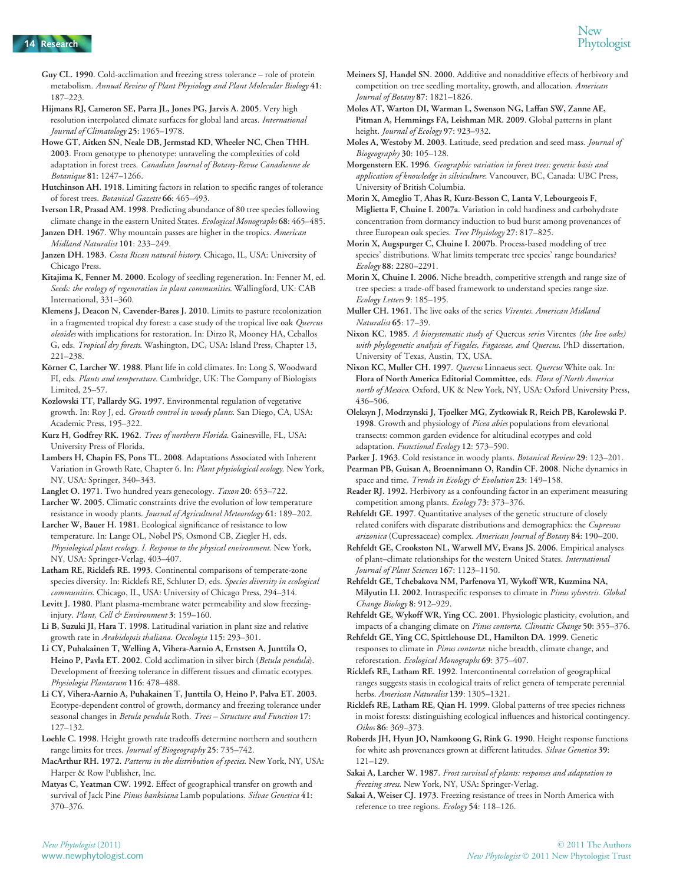**Guy CL. 1990**. Cold-acclimation and freezing stress tolerance – role of protein metabolism. *Annual Review of Plant Physiology and Plant Molecular Biology* **41**: 187–223.

**Hijmans RJ, Cameron SE, Parra JL, Jones PG, Jarvis A. 2005**. Very high resolution interpolated climate surfaces for global land areas. *International Journal of Climatology* **25**: 1965–1978.

**Howe GT, Aitken SN, Neale DB, Jermstad KD, Wheeler NC, Chen THH. 2003**. From genotype to phenotype: unraveling the complexities of cold adaptation in forest trees. *Canadian Journal of Botany-Revue Canadienne de Botanique* **81**: 1247–1266.

**Hutchinson AH. 1918**. Limiting factors in relation to specific ranges of tolerance of forest trees. *Botanical Gazette* **66**: 465–493.

**Iverson LR, Prasad AM. 1998**. Predicting abundance of 80 tree species following climate change in the eastern United States. *Ecological Monographs* **68**: 465–485.

**Janzen DH. 1967**. Why mountain passes are higher in the tropics. *American Midland Naturalist* **101**: 233–249.

**Janzen DH. 1983**. *Costa Rican natural history*. Chicago, IL, USA: University of Chicago Press.

**Kitajima K, Fenner M. 2000**. Ecology of seedling regeneration. In: Fenner M, ed. *Seeds: the ecology of regeneration in plant communities*. Wallingford, UK: CAB International, 331–360.

**Klemens J, Deacon N, Cavender-Bares J. 2010**. Limits to pasture recolonization in a fragmented tropical dry forest: a case study of the tropical live oak *Quercus oleoides* with implications for restoration. In: Dirzo R, Mooney HA, Ceballos G, eds. *Tropical dry forests*. Washington, DC, USA: Island Press, Chapter 13, 221–238.

**Körner C, Larcher W. 1988**. Plant life in cold climates. In: Long S, Woodward FI, eds. *Plants and temperature*. Cambridge, UK: The Company of Biologists Limited, 25–57.

**Kozlowski TT, Pallardy SG. 1997**. Environmental regulation of vegetative growth. In: Roy J, ed. *Growth control in woody plants*. San Diego, CA, USA: Academic Press, 195–322.

**Kurz H, Godfrey RK. 1962**. *Trees of northern Florida*. Gainesville, FL, USA: University Press of Florida.

**Lambers H, Chapin FS, Pons TL. 2008**. Adaptations Associated with Inherent Variation in Growth Rate, Chapter 6. In: *Plant physiological ecology*. New York, NY, USA: Springer, 340–343.

**Langlet O. 1971**. Two hundred years genecology. *Taxon* **20**: 653–722.

**Larcher W. 2005**. Climatic constraints drive the evolution of low temperature resistance in woody plants. *Journal of Agricultural Meteorology* **61**: 189–202.

**Larcher W, Bauer H. 1981**. Ecological significance of resistance to low temperature. In: Lange OL, Nobel PS, Osmond CB, Ziegler H, eds. *Physiological plant ecology. I. Response to the physical environment*. New York, NY, USA: Springer-Verlag, 403–407.

**Latham RE, Ricklefs RE. 1993**. Continental comparisons of temperate-zone species diversity. In: Ricklefs RE, Schluter D, eds. *Species diversity in ecological communities*. Chicago, IL, USA: University of Chicago Press, 294–314.

**Levitt J. 1980**. Plant plasma-membrane water permeability and slow freezing-injury. *Plant, Cell & Environment* **3**: 159–160.

**Li B, Suzuki JI, Hara T. 1998**. Latitudinal variation in plant size and relative growth rate in *Arabidopsis thaliana*. *Oecologia* **115**: 293–301.

**Li CY, Puhakainen T, Welling A, Vihera-Aarnio A, Ernstsen A, Junttila O, Heino P, Pavla ET. 2002**. Cold acclimation in silver birch (*Betula pendula*). Development of freezing tolerance in different tissues and climatic ecotypes. *Physiologia Plantarum* **116**: 478–488.

**Li CY, Vihera-Aarnio A, Puhakainen T, Junttila O, Heino P, Palva ET. 2003**. Ecotype-dependent control of growth, dormancy and freezing tolerance under seasonal changes in *Betula pendula* Roth. *Trees – Structure and Function* **17**: 127–132.

**Loehle C. 1998**. Height growth rate tradeoffs determine northern and southern range limits for trees. *Journal of Biogeography* **25**: 735–742.

**MacArthur RH. 1972**. *Patterns in the distribution of species*. New York, NY, USA: Harper & Row Publisher, Inc.

**Matyas C, Yeatman CW. 1992**. Effect of geographical transfer on growth and survival of Jack Pine *Pinus banksiana* Lamb populations. *Silvae Genetica* **41**: 370–376.

**Meiners SJ, Handel SN. 2000**. Additive and nonadditive effects of herbivory and competition on tree seedling mortality, growth, and allocation. *American Journal of Botany* **87**: 1821–1826.

**Moles AT, Warton DI, Warman L, Swenson NG, Laffan SW, Zanne AE, Pitman A, Hemmings FA, Leishman MR. 2009**. Global patterns in plant height. *Journal of Ecology* **97**: 923–932.

**Moles A, Westoby M. 2003**. Latitude, seed predation and seed mass. *Journal of Biogeography* **30**: 105–128.

**Morgenstern EK. 1996**. *Geographic variation in forest trees: genetic basis and application of knowledge in silviculture*. Vancouver, BC, Canada: UBC Press, University of British Columbia.

**Morin X, Ameglio T, Ahas R, Kurz-Besson C, Lanta V, Lebourgeois F, Miglietta F, Chuine I. 2007a**. Variation in cold hardiness and carbohydrate concentration from dormancy induction to bud burst among provenances of three European oak species. *Tree Physiology* **27**: 817–825.

**Morin X, Augspurger C, Chuine I. 2007b**. Process-based modeling of tree species' distributions. What limits temperate tree species' range boundaries? *Ecology* **88**: 2280–2291.

**Morin X, Chuine I. 2006**. Niche breadth, competitive strength and range size of tree species: a trade-off based framework to understand species range size. *Ecology Letters* **9**: 185–195.

**Muller CH. 1961**. The live oaks of the series *Virentes*. *American Midland Naturalist* **65**: 17–39.

**Nixon KC. 1985**. *A biosystematic study of* Quercus *series* Virentes *(the live oaks) with phylogenetic analysis of Fagales, Fagaceae, and Quercus*. PhD dissertation, University of Texas, Austin, TX, USA.

**Nixon KC, Muller CH. 1997**. *Quercus* Linnaeus sect. *Quercus* White oak. In: **Flora of North America Editorial Committee**, eds. *Flora of North America north of Mexico*. Oxford, UK & New York, NY, USA: Oxford University Press, 436–506.

**Oleksyn J, Modrzynski J, Tjoelker MG, Zytkowiak R, Reich PB, Karolewski P. 1998**. Growth and physiology of *Picea abies* populations from elevational transects: common garden evidence for altitudinal ecotypes and cold adaptation. *Functional Ecology* **12**: 573–590.

**Parker J. 1963**. Cold resistance in woody plants. *Botanical Review* **29**: 123–201.

**Pearman PB, Guisan A, Broennimann O, Randin CF. 2008**. Niche dynamics in space and time. *Trends in Ecology & Evolution* **23**: 149–158.

**Reader RJ. 1992**. Herbivory as a confounding factor in an experiment measuring competition among plants. *Ecology* **73**: 373–376.

**Rehfeldt GE. 1997**. Quantitative analyses of the genetic structure of closely related conifers with disparate distributions and demographics: the *Cupressus arizonica* (Cupressaceae) complex. *American Journal of Botany* **84**: 190–200.

**Rehfeldt GE, Crookston NL, Warwell MV, Evans JS. 2006**. Empirical analyses of plant–climate relationships for the western United States. *International Journal of Plant Sciences* **167**: 1123–1150.

**Rehfeldt GE, Tchebakova NM, Parfenova YI, Wykoff WR, Kuzmina NA, Milyutin LI. 2002**. Intraspecific responses to climate in *Pinus sylvestris*. *Global Change Biology* **8**: 912–929.

**Rehfeldt GE, Wykoff WR, Ying CC. 2001**. Physiologic plasticity, evolution, and impacts of a changing climate on *Pinus contorta*. *Climatic Change* **50**: 355–376.

**Rehfeldt GE, Ying CC, Spittlehouse DL, Hamilton DA. 1999**. Genetic responses to climate in *Pinus contorta*: niche breadth, climate change, and reforestation. *Ecological Monographs* **69**: 375–407.

**Ricklefs RE, Latham RE. 1992**. Intercontinental correlation of geographical ranges suggests stasis in ecological traits of relict genera of temperate perennial herbs. *American Naturalist* **139**: 1305–1321.

**Ricklefs RE, Latham RE, Qian H. 1999**. Global patterns of tree species richness in moist forests: distinguishing ecological influences and historical contingency. *Oikos* **86**: 369–373.

**Roberds JH, Hyun JO, Namkoong G, Rink G. 1990**. Height response functions for white ash provenances grown at different latitudes. *Silvae Genetica* **39**: 121–129.

**Sakai A, Larcher W. 1987**. *Frost survival of plants: responses and adaptation to freezing stress*. New York, NY, USA: Springer-Verlag.

**Sakai A, Weiser CJ. 1973**. Freezing resistance of trees in North America with reference to tree regions. *Ecology* **54**: 118–126.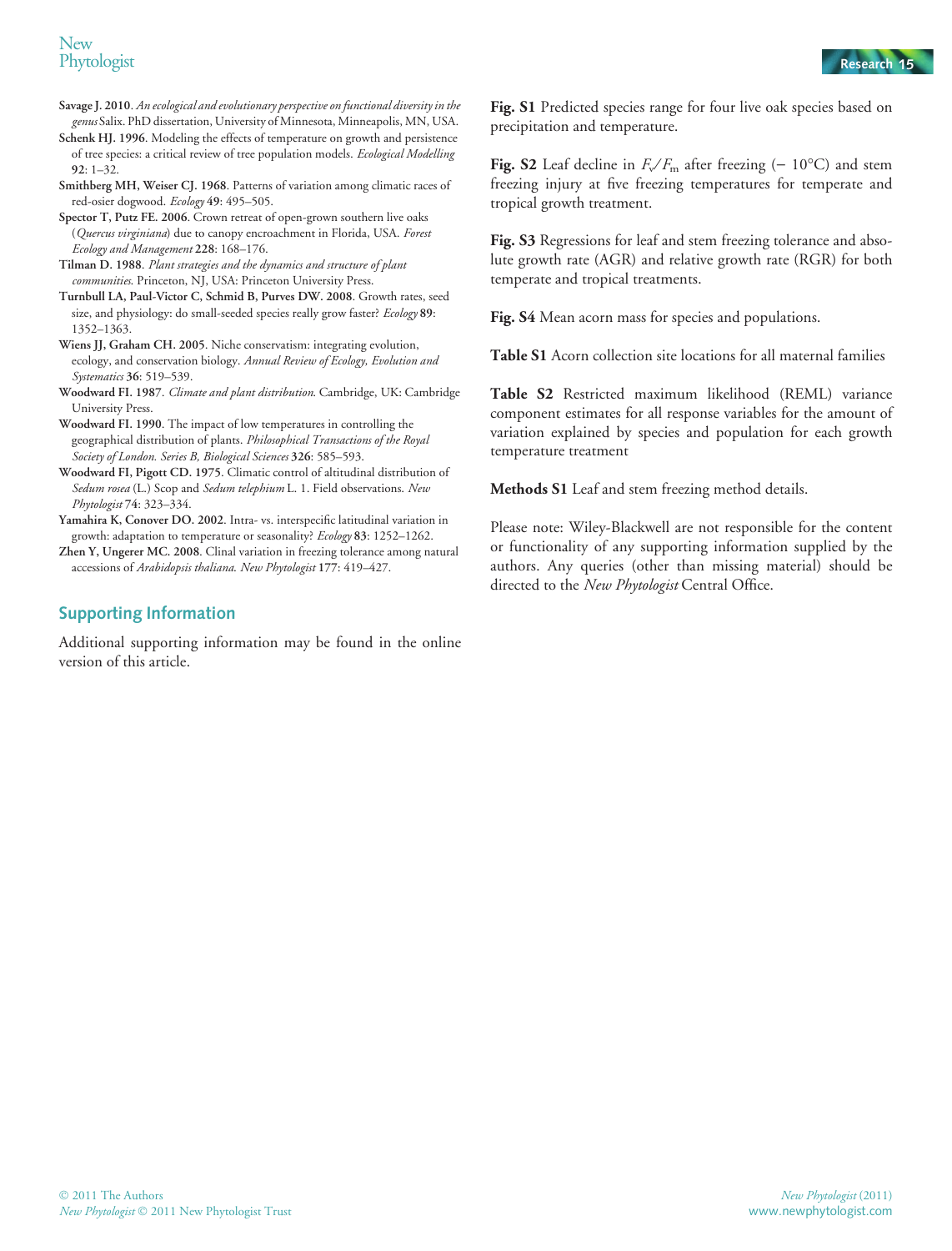**Savage J. 2010**. *An ecological and evolutionary perspective on functional diversity in the genus* Salix. PhD dissertation, University of Minnesota, Minneapolis, MN, USA.

**Schenk HJ. 1996**. Modeling the effects of temperature on growth and persistence of tree species: a critical review of tree population models. *Ecological Modelling* **92**: 1–32.

**Smithberg MH, Weiser CJ. 1968**. Patterns of variation among climatic races of red-osier dogwood. *Ecology* **49**: 495–505.

**Spector T, Putz FE. 2006**. Crown retreat of open-grown southern live oaks (*Quercus virginiana*) due to canopy encroachment in Florida, USA. *Forest Ecology and Management* **228**: 168–176.

**Tilman D. 1988**. *Plant strategies and the dynamics and structure of plant communities*. Princeton, NJ, USA: Princeton University Press.

**Turnbull LA, Paul-Victor C, Schmid B, Purves DW. 2008**. Growth rates, seed size, and physiology: do small-seeded species really grow faster? *Ecology* **89**: 1352–1363.

**Wiens JJ, Graham CH. 2005**. Niche conservatism: integrating evolution, ecology, and conservation biology. *Annual Review of Ecology, Evolution and Systematics* **36**: 519–539.

**Woodward FI. 1987**. *Climate and plant distribution*. Cambridge, UK: Cambridge University Press.

**Woodward FI. 1990**. The impact of low temperatures in controlling the geographical distribution of plants. *Philosophical Transactions of the Royal Society of London. Series B, Biological Sciences* **326**: 585–593.

**Woodward FI, Pigott CD. 1975**. Climatic control of altitudinal distribution of *Sedum rosea* (L.) Scop and *Sedum telephium* L. 1. Field observations. *New Phytologist* **74**: 323–334.

**Yamahira K, Conover DO. 2002**. Intra- vs. interspecific latitudinal variation in growth: adaptation to temperature or seasonality? *Ecology* **83**: 1252–1262.

**Zhen Y, Ungerer MC. 2008**. Clinal variation in freezing tolerance among natural accessions of *Arabidopsis thaliana*. *New Phytologist* **177**: 419–427.

## Supporting Information

Additional supporting information may be found in the online version of this article.

**Fig. S1** Predicted species range for four live oak species based on precipitation and temperature.

**Fig. S2** Leaf decline in $F_v/F_m$ after freezing (− 10°C) and stem freezing injury at five freezing temperatures for temperate and tropical growth treatment.

**Fig. S3** Regressions for leaf and stem freezing tolerance and absolute growth rate (AGR) and relative growth rate (RGR) for both temperate and tropical treatments.

**Fig. S4** Mean acorn mass for species and populations.

**Table S1** Acorn collection site locations for all maternal families

**Table S2** Restricted maximum likelihood (REML) variance component estimates for all response variables for the amount of variation explained by species and population for each growth temperature treatment

**Methods S1** Leaf and stem freezing method details.

Please note: Wiley-Blackwell are not responsible for the content or functionality of any supporting information supplied by the authors. Any queries (other than missing material) should be directed to the *New Phytologist* Central Office.